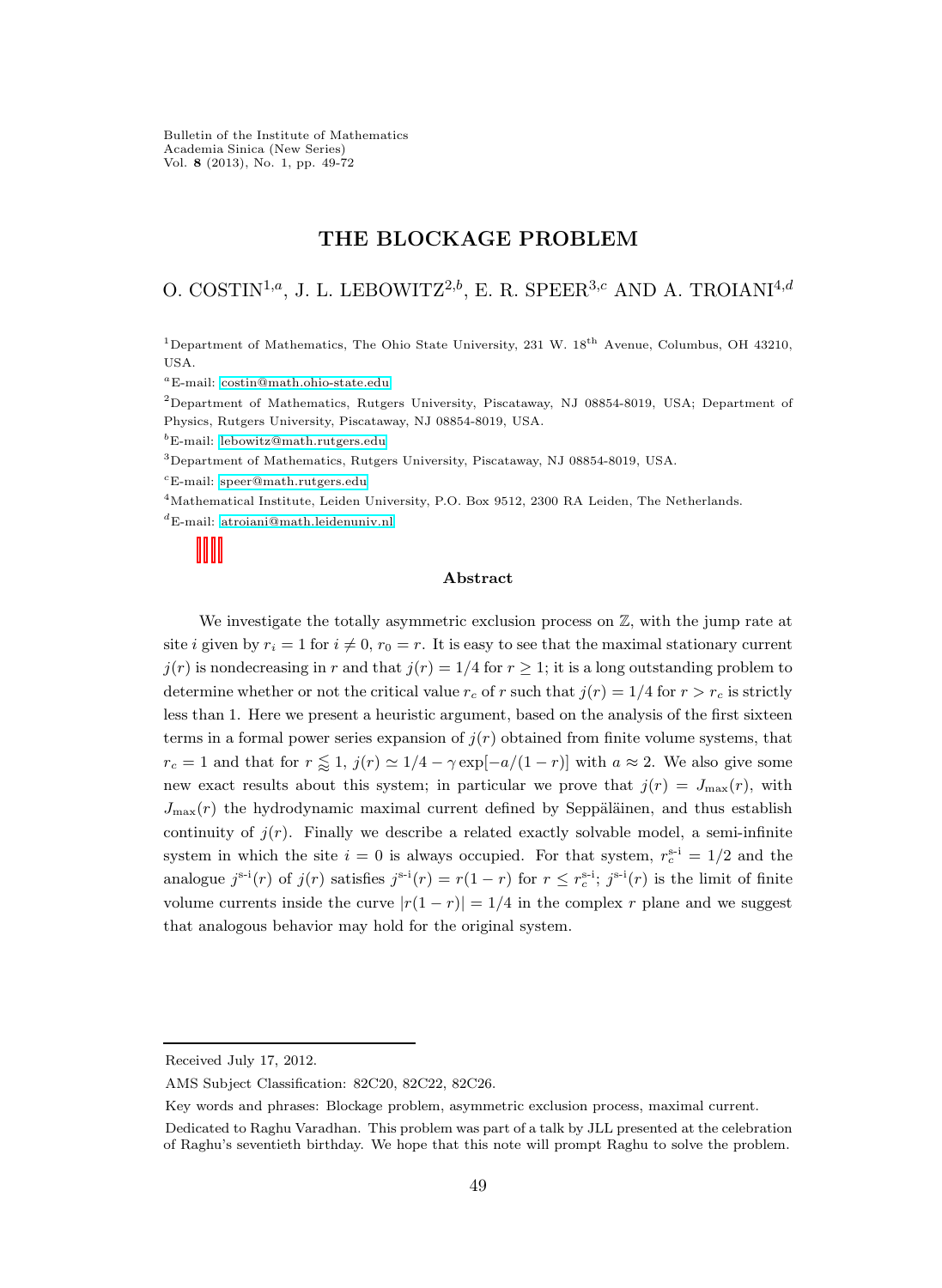# THE BLOCKAGE PROBLEM

O. COSTIN[1,a], J. L. LEBOWITZ[2,b], E. R. SPEER[3,c] AND A. TROIANI[4,d]

[1]Department of Mathematics, The Ohio State University, 231 W. 18th Avenue, Columbus, OH 43210, USA.

[a]E-mail: costin@math.ohio-state.edu

[2]Department of Mathematics, Rutgers University, Piscataway, NJ 08854-8019, USA; Department of Physics, Rutgers University, Piscataway, NJ 08854-8019, USA.

[b]E-mail: lebowitz@math.rutgers.edu

[3]Department of Mathematics, Rutgers University, Piscataway, NJ 08854-8019, USA.

[c]E-mail: speer@math.rutgers.edu

[4]Mathematical Institute, Leiden University, P.O. Box 9512, 2300 RA Leiden, The Netherlands.

[d]E-mail: atroiani@math.leidenuniv.nl

## Abstract

We investigate the totally asymmetric exclusion process on $\mathbb{Z}$, with the jump rate at site $i$ given by $r_i = 1$ for $i \neq 0$, $r_0 = r$. It is easy to see that the maximal stationary current $j(r)$ is nondecreasing in $r$ and that $j(r) = 1/4$ for $r \geq 1$; it is a long outstanding problem to determine whether or not the critical value $r_c$ of $r$ such that $j(r) = 1/4$ for $r > r_c$ is strictly less than 1. Here we present a heuristic argument, based on the analysis of the first sixteen terms in a formal power series expansion of $j(r)$ obtained from finite volume systems, that $r_c = 1$ and that for $r \lessapprox 1$, $j(r) \simeq 1/4 - \gamma \exp[-a/(1-r)]$ with $a \approx 2$. We also give some new exact results about this system; in particular we prove that $j(r) = J_{\max}(r)$, with $J_{\max}(r)$ the hydrodynamic maximal current defined by Seppäläinen, and thus establish continuity of $j(r)$. Finally we describe a related exactly solvable model, a semi-infinite system in which the site $i = 0$ is always occupied. For that system, $r_c^{\text{s-i}} = 1/2$ and the analogue $j^{\text{s-i}}(r)$ of $j(r)$ satisfies $j^{\text{s-i}}(r) = r(1-r)$ for $r \leq r_c^{\text{s-i}}$; $j^{\text{s-i}}(r)$ is the limit of finite volume currents inside the curve $|r(1-r)| = 1/4$ in the complex $r$ plane and we suggest that analogous behavior may hold for the original system.

---

Received July 17, 2012.

AMS Subject Classification: 82C20, 82C22, 82C26.

Key words and phrases: Blockage problem, asymmetric exclusion process, maximal current.

Dedicated to Raghu Varadhan. This problem was part of a talk by JLL presented at the celebration of Raghu's seventieth birthday. We hope that this note will prompt Raghu to solve the problem.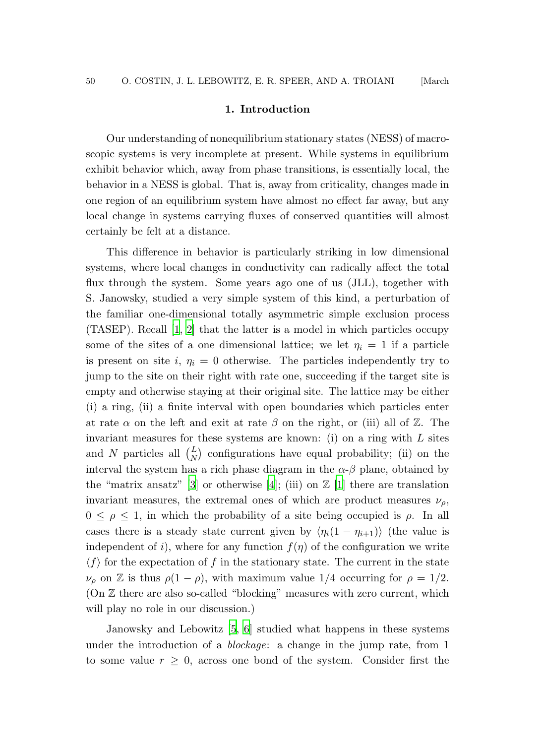## 1. Introduction

Our understanding of nonequilibrium stationary states (NESS) of macroscopic systems is very incomplete at present. While systems in equilibrium exhibit behavior which, away from phase transitions, is essentially local, the behavior in a NESS is global. That is, away from criticality, changes made in one region of an equilibrium system have almost no effect far away, but any local change in systems carrying fluxes of conserved quantities will almost certainly be felt at a distance.

This difference in behavior is particularly striking in low dimensional systems, where local changes in conductivity can radically affect the total flux through the system. Some years ago one of us (JLL), together with S. Janowsky, studied a very simple system of this kind, a perturbation of the familiar one-dimensional totally asymmetric simple exclusion process (TASEP). Recall [1, 2] that the latter is a model in which particles occupy some of the sites of a one dimensional lattice; we let $\eta_i = 1$ if a particle is present on site $i$, $\eta_i = 0$ otherwise. The particles independently try to jump to the site on their right with rate one, succeeding if the target site is empty and otherwise staying at their original site. The lattice may be either (i) a ring, (ii) a finite interval with open boundaries which particles enter at rate $\alpha$ on the left and exit at rate $\beta$ on the right, or (iii) all of $\mathbb{Z}$. The invariant measures for these systems are known: (i) on a ring with $L$ sites and $N$ particles all $\binom{L}{N}$ configurations have equal probability; (ii) on the interval the system has a rich phase diagram in the $\alpha$-$\beta$ plane, obtained by the "matrix ansatz" [3] or otherwise [4]; (iii) on $\mathbb{Z}$ [1] there are translation invariant measures, the extremal ones of which are product measures $\nu_\rho$, $0 \le \rho \le 1$, in which the probability of a site being occupied is $\rho$. In all cases there is a steady state current given by $\langle \eta_i(1-\eta_{i+1}) \rangle$ (the value is independent of $i$), where for any function $f(\eta)$ of the configuration we write $\langle f \rangle$ for the expectation of $f$ in the stationary state. The current in the state $\nu_\rho$ on $\mathbb{Z}$ is thus $\rho(1-\rho)$, with maximum value $1/4$ occurring for $\rho = 1/2$. (On $\mathbb{Z}$ there are also so-called "blocking" measures with zero current, which will play no role in our discussion.)

Janowsky and Lebowitz [5, 6] studied what happens in these systems under the introduction of a *blockage*: a change in the jump rate, from 1 to some value $r \ge 0$, across one bond of the system. Consider first the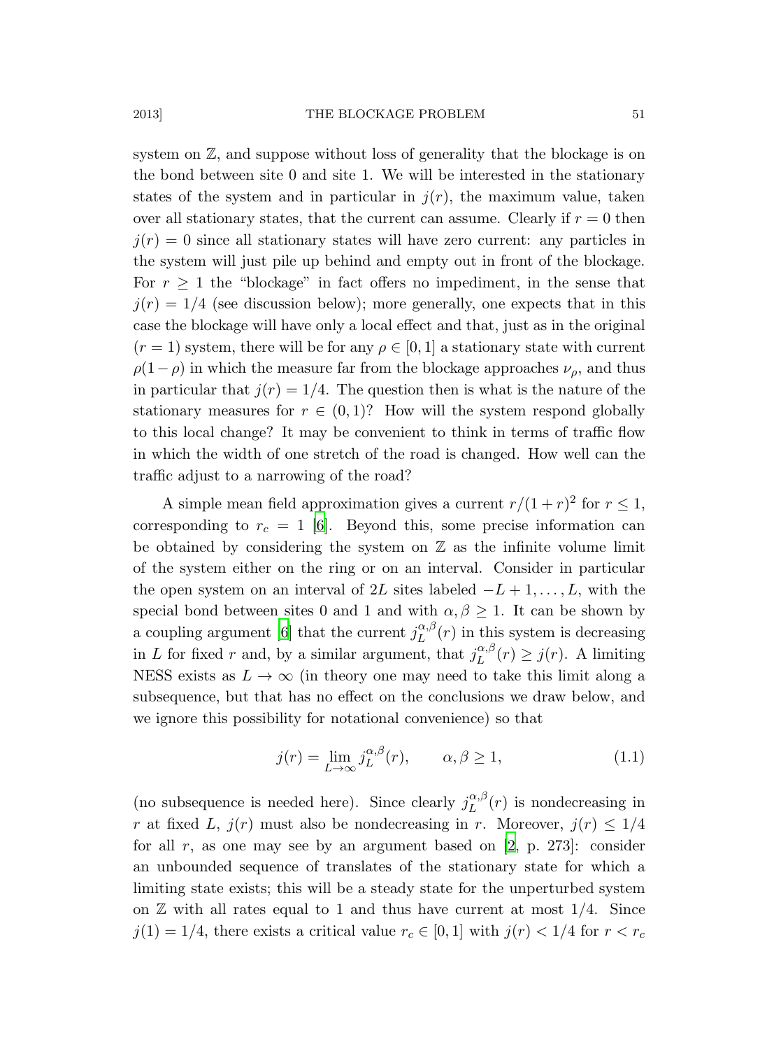system on $\mathbb{Z}$, and suppose without loss of generality that the blockage is on the bond between site 0 and site 1. We will be interested in the stationary states of the system and in particular in $j(r)$, the maximum value, taken over all stationary states, that the current can assume. Clearly if $r = 0$ then $j(r) = 0$ since all stationary states will have zero current: any particles in the system will just pile up behind and empty out in front of the blockage. For $r \geq 1$ the "blockage" in fact offers no impediment, in the sense that $j(r) = 1/4$ (see discussion below); more generally, one expects that in this case the blockage will have only a local effect and that, just as in the original $(r = 1)$ system, there will be for any $\rho \in [0, 1]$ a stationary state with current $\rho(1-\rho)$ in which the measure far from the blockage approaches $\nu_\rho$, and thus in particular that $j(r) = 1/4$. The question then is what is the nature of the stationary measures for $r \in (0, 1)$? How will the system respond globally to this local change? It may be convenient to think in terms of traffic flow in which the width of one stretch of the road is changed. How well can the traffic adjust to a narrowing of the road?

A simple mean field approximation gives a current $r/(1 + r)^2$ for $r \leq 1$, corresponding to $r_c = 1$ [6]. Beyond this, some precise information can be obtained by considering the system on $\mathbb{Z}$ as the infinite volume limit of the system either on the ring or on an interval. Consider in particular the open system on an interval of $2L$ sites labeled $-L + 1, \ldots, L$, with the special bond between sites 0 and 1 and with $\alpha, \beta \geq 1$. It can be shown by a coupling argument [6] that the current $j_L^{\alpha,\beta}(r)$ in this system is decreasing in $L$ for fixed $r$ and, by a similar argument, that $j_L^{\alpha,\beta}(r) \geq j(r)$. A limiting NESS exists as $L \to \infty$ (in theory one may need to take this limit along a subsequence, but that has no effect on the conclusions we draw below, and we ignore this possibility for notational convenience) so that

$$j(r) = \lim_{L\to\infty} j_L^{\alpha,\beta}(r), \qquad \alpha, \beta \geq 1, \tag{1.1}$$

(no subsequence is needed here). Since clearly $j_L^{\alpha,\beta}(r)$ is nondecreasing in $r$ at fixed $L$, $j(r)$ must also be nondecreasing in $r$. Moreover, $j(r) \leq 1/4$ for all $r$, as one may see by an argument based on [2, p. 273]: consider an unbounded sequence of translates of the stationary state for which a limiting state exists; this will be a steady state for the unperturbed system on $\mathbb{Z}$ with all rates equal to 1 and thus have current at most $1/4$. Since $j(1) = 1/4$, there exists a critical value $r_c \in [0, 1]$ with $j(r) < 1/4$ for $r < r_c$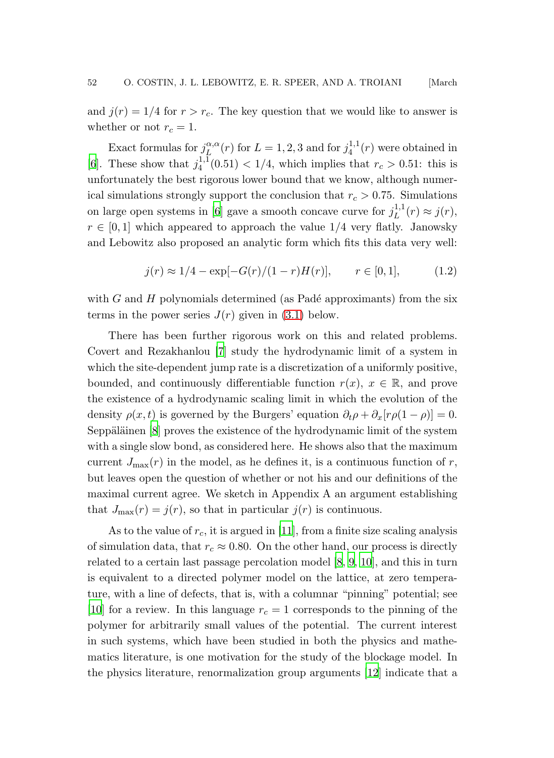and $j(r) = 1/4$ for $r > r_c$. The key question that we would like to answer is whether or not $r_c = 1$.

Exact formulas for $j_L^{\alpha,\alpha}(r)$ for $L = 1, 2, 3$ and for $j_4^{1,1}(r)$ were obtained in [6]. These show that $j_4^{1,1}(0.51) < 1/4$, which implies that $r_c > 0.51$: this is unfortunately the best rigorous lower bound that we know, although numerical simulations strongly support the conclusion that $r_c > 0.75$. Simulations on large open systems in [6] gave a smooth concave curve for $j_L^{1,1}(r) \approx j(r)$, $r \in [0, 1]$ which appeared to approach the value $1/4$ very flatly. Janowsky and Lebowitz also proposed an analytic form which fits this data very well:

$$j(r) \approx 1/4 - \exp[-G(r)/(1-r)H(r)], \qquad r \in [0, 1], \tag{1.2}$$

with $G$ and $H$ polynomials determined (as Padé approximants) from the six terms in the power series $J(r)$ given in (3.1) below.

There has been further rigorous work on this and related problems. Covert and Rezakhanlou [7] study the hydrodynamic limit of a system in which the site-dependent jump rate is a discretization of a uniformly positive, bounded, and continuously differentiable function $r(x)$, $x \in \mathbb{R}$, and prove the existence of a hydrodynamic scaling limit in which the evolution of the density $\rho(x, t)$ is governed by the Burgers' equation $\partial_t \rho + \partial_x[r\rho(1-\rho)] = 0$. Seppäläinen [8] proves the existence of the hydrodynamic limit of the system with a single slow bond, as considered here. He shows also that the maximum current $J_{\max}(r)$ in the model, as he defines it, is a continuous function of $r$, but leaves open the question of whether or not his and our definitions of the maximal current agree. We sketch in Appendix A an argument establishing that $J_{\max}(r) = j(r)$, so that in particular $j(r)$ is continuous.

As to the value of $r_c$, it is argued in [11], from a finite size scaling analysis of simulation data, that $r_c \approx 0.80$. On the other hand, our process is directly related to a certain last passage percolation model [8, 9, 10], and this in turn is equivalent to a directed polymer model on the lattice, at zero temperature, with a line of defects, that is, with a columnar "pinning" potential; see [10] for a review. In this language $r_c = 1$ corresponds to the pinning of the polymer for arbitrarily small values of the potential. The current interest in such systems, which have been studied in both the physics and mathematics literature, is one motivation for the study of the blockage model. In the physics literature, renormalization group arguments [12] indicate that a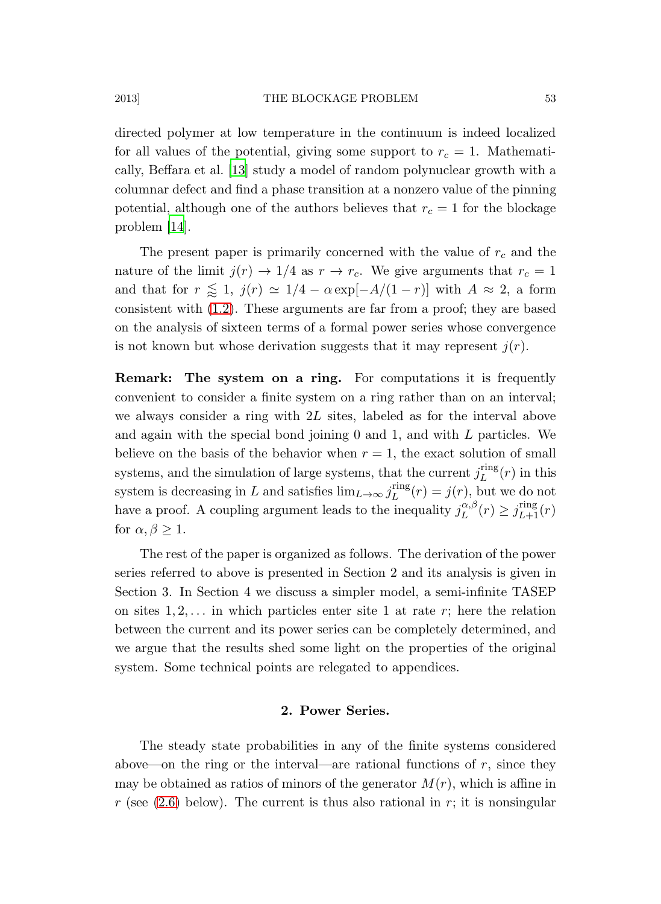directed polymer at low temperature in the continuum is indeed localized for all values of the potential, giving some support to $r_c = 1$. Mathematically, Beffara et al. [13] study a model of random polynuclear growth with a columnar defect and find a phase transition at a nonzero value of the pinning potential, although one of the authors believes that $r_c = 1$ for the blockage problem [14].

The present paper is primarily concerned with the value of $r_c$ and the nature of the limit $j(r) \to 1/4$ as $r \to r_c$. We give arguments that $r_c = 1$ and that for $r \lessapprox 1$, $j(r) \simeq 1/4 - \alpha \exp[-A/(1-r)]$ with $A \approx 2$, a form consistent with (1.2). These arguments are far from a proof; they are based on the analysis of sixteen terms of a formal power series whose convergence is not known but whose derivation suggests that it may represent $j(r)$.

**Remark: The system on a ring.** For computations it is frequently convenient to consider a finite system on a ring rather than on an interval; we always consider a ring with $2L$ sites, labeled as for the interval above and again with the special bond joining 0 and 1, and with $L$ particles. We believe on the basis of the behavior when $r = 1$, the exact solution of small systems, and the simulation of large systems, that the current $j_L^{\text{ring}}(r)$ in this system is decreasing in $L$ and satisfies $\lim_{L\to\infty} j_L^{\text{ring}}(r) = j(r)$, but we do not have a proof. A coupling argument leads to the inequality $j_L^{\alpha,\beta}(r) \geq j_{L+1}^{\text{ring}}(r)$ for $\alpha, \beta \geq 1$.

The rest of the paper is organized as follows. The derivation of the power series referred to above is presented in Section 2 and its analysis is given in Section 3. In Section 4 we discuss a simpler model, a semi-infinite TASEP on sites $1, 2, \ldots$ in which particles enter site 1 at rate $r$; here the relation between the current and its power series can be completely determined, and we argue that the results shed some light on the properties of the original system. Some technical points are relegated to appendices.

## 2. Power Series.

The steady state probabilities in any of the finite systems considered above—on the ring or the interval—are rational functions of $r$, since they may be obtained as ratios of minors of the generator $M(r)$, which is affine in $r$ (see (2.6) below). The current is thus also rational in $r$; it is nonsingular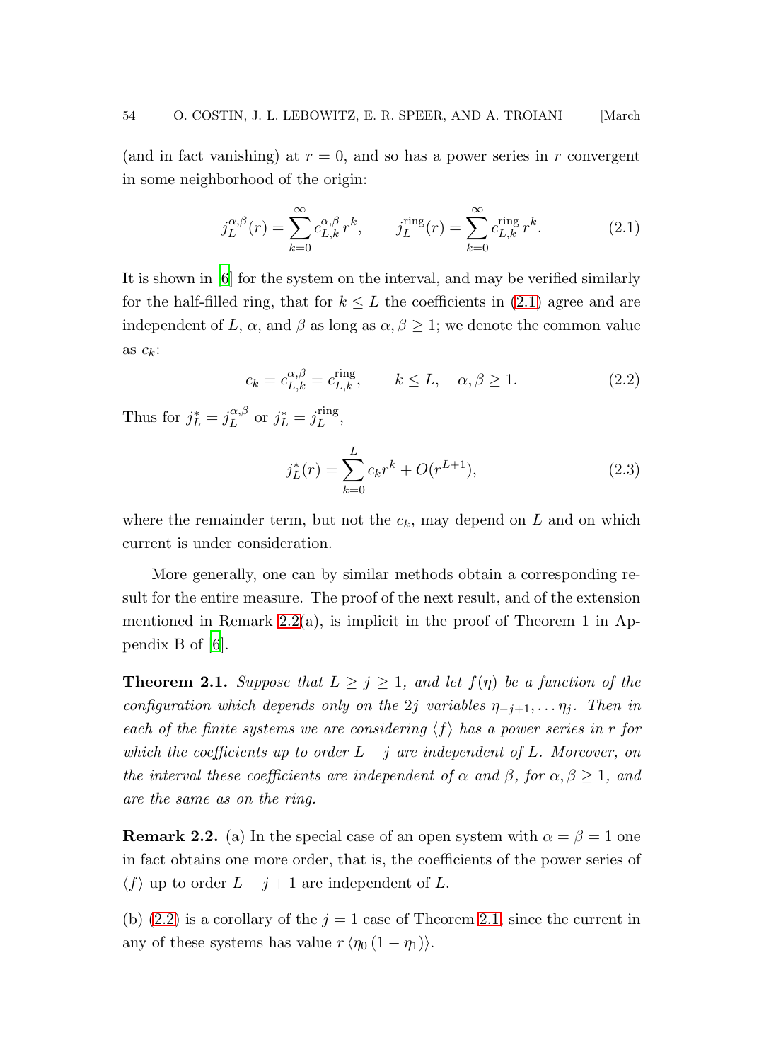(and in fact vanishing) at $r = 0$, and so has a power series in $r$ convergent in some neighborhood of the origin:

$$j_L^{\alpha,\beta}(r) = \sum_{k=0}^{\infty} c_{L,k}^{\alpha,\beta}\, r^k, \qquad j_L^{\rm ring}(r) = \sum_{k=0}^{\infty} c_{L,k}^{\rm ring}\, r^k. \tag{2.1}$$

It is shown in [6] for the system on the interval, and may be verified similarly for the half-filled ring, that for $k \le L$ the coefficients in (2.1) agree and are independent of $L$, $\alpha$, and $\beta$ as long as $\alpha, \beta \ge 1$; we denote the common value as $c_k$:

$$c_k = c_{L,k}^{\alpha,\beta} = c_{L,k}^{\rm ring}, \qquad k \le L, \quad \alpha, \beta \ge 1. \tag{2.2}$$

Thus for $j_L^* = j_L^{\alpha,\beta}$ or $j_L^* = j_L^{\rm ring}$,

$$j_L^*(r) = \sum_{k=0}^{L} c_k r^k + O(r^{L+1}), \tag{2.3}$$

where the remainder term, but not the $c_k$, may depend on $L$ and on which current is under consideration.

More generally, one can by similar methods obtain a corresponding result for the entire measure. The proof of the next result, and of the extension mentioned in Remark 2.2(a), is implicit in the proof of Theorem 1 in Appendix B of [6].

**Theorem 2.1.** *Suppose that $L \ge j \ge 1$, and let $f(\eta)$ be a function of the configuration which depends only on the $2j$ variables $\eta_{-j+1}, \dots \eta_j$. Then in each of the finite systems we are considering $\langle f \rangle$ has a power series in $r$ for which the coefficients up to order $L - j$ are independent of $L$. Moreover, on the interval these coefficients are independent of $\alpha$ and $\beta$, for $\alpha, \beta \ge 1$, and are the same as on the ring.*

**Remark 2.2.** (a) In the special case of an open system with $\alpha = \beta = 1$ one in fact obtains one more order, that is, the coefficients of the power series of $\langle f \rangle$ up to order $L - j + 1$ are independent of $L$.

(b) (2.2) is a corollary of the $j = 1$ case of Theorem 2.1, since the current in any of these systems has value $r\,\langle \eta_0\,(1 - \eta_1)\rangle$.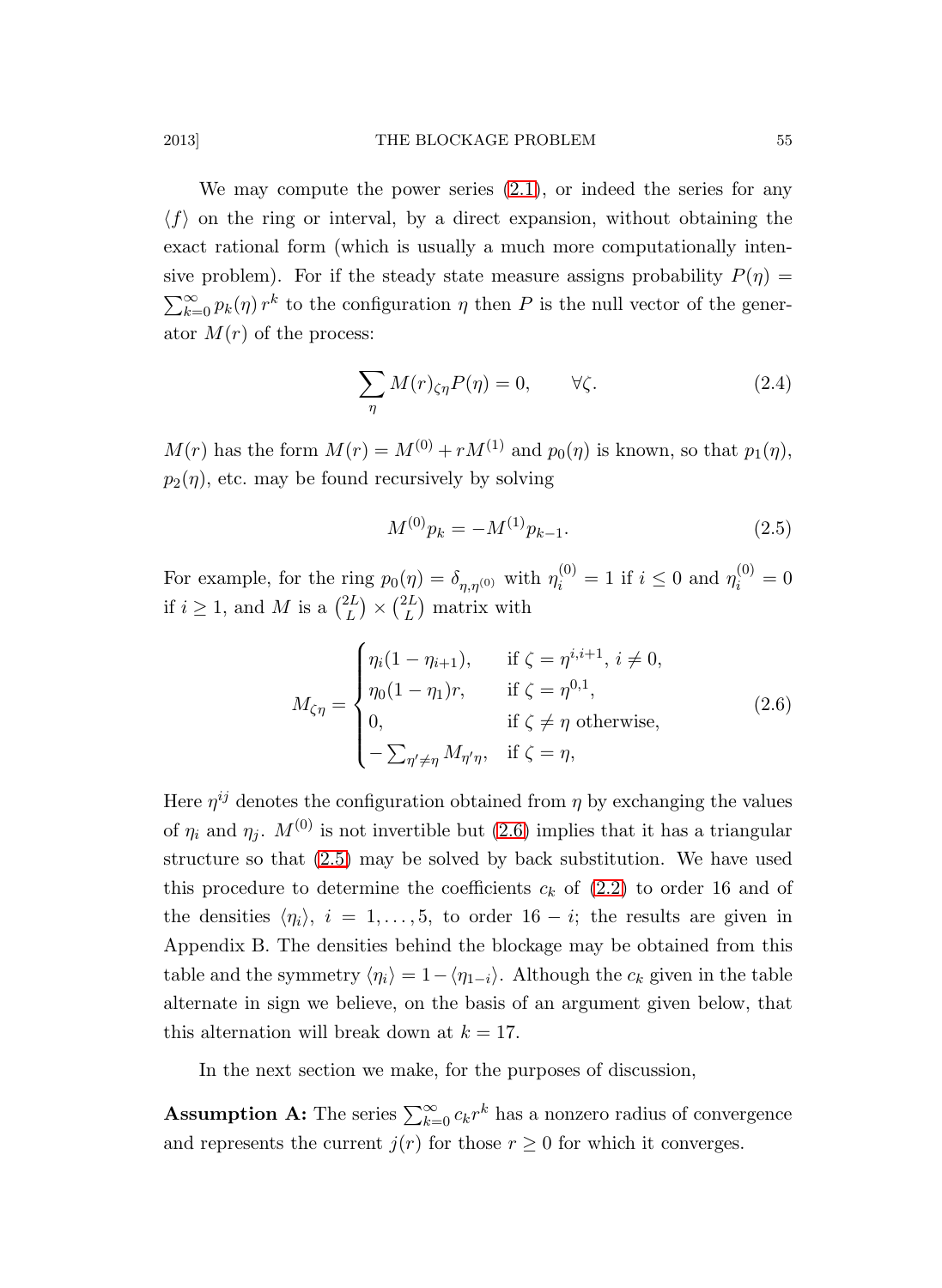We may compute the power series (2.1), or indeed the series for any $\langle f \rangle$ on the ring or interval, by a direct expansion, without obtaining the exact rational form (which is usually a much more computationally intensive problem). For if the steady state measure assigns probability $P(\eta) = \sum_{k=0}^{\infty} p_k(\eta)\, r^k$ to the configuration $\eta$ then $P$ is the null vector of the generator $M(r)$ of the process:

$$\sum_{\eta} M(r)_{\zeta\eta} P(\eta) = 0, \qquad \forall \zeta. \tag{2.4}$$

$M(r)$ has the form $M(r) = M^{(0)} + rM^{(1)}$ and $p_0(\eta)$ is known, so that $p_1(\eta)$, $p_2(\eta)$, etc. may be found recursively by solving

$$M^{(0)} p_k = -M^{(1)} p_{k-1}. \tag{2.5}$$

For example, for the ring $p_0(\eta) = \delta_{\eta,\eta^{(0)}}$ with $\eta_i^{(0)} = 1$ if $i \le 0$ and $\eta_i^{(0)} = 0$ if $i \ge 1$, and $M$ is a $\binom{2L}{L} \times \binom{2L}{L}$ matrix with

$$M_{\zeta\eta} = \begin{cases} \eta_i(1-\eta_{i+1}), & \text{if } \zeta = \eta^{i,i+1},\ i \ne 0, \\ \eta_0(1-\eta_1)r, & \text{if } \zeta = \eta^{0,1}, \\ 0, & \text{if } \zeta \ne \eta \text{ otherwise}, \\ -\sum_{\eta' \ne \eta} M_{\eta'\eta}, & \text{if } \zeta = \eta, \end{cases} \tag{2.6}$$

Here $\eta^{ij}$ denotes the configuration obtained from $\eta$ by exchanging the values of $\eta_i$ and $\eta_j$. $M^{(0)}$ is not invertible but (2.6) implies that it has a triangular structure so that (2.5) may be solved by back substitution. We have used this procedure to determine the coefficients $c_k$ of (2.2) to order 16 and of the densities $\langle \eta_i \rangle$, $i = 1, \ldots, 5$, to order $16 - i$; the results are given in Appendix B. The densities behind the blockage may be obtained from this table and the symmetry $\langle \eta_i \rangle = 1 - \langle \eta_{1-i} \rangle$. Although the $c_k$ given in the table alternate in sign we believe, on the basis of an argument given below, that this alternation will break down at $k = 17$.

In the next section we make, for the purposes of discussion,

**Assumption A:** The series $\sum_{k=0}^{\infty} c_k r^k$ has a nonzero radius of convergence and represents the current $j(r)$ for those $r \ge 0$ for which it converges.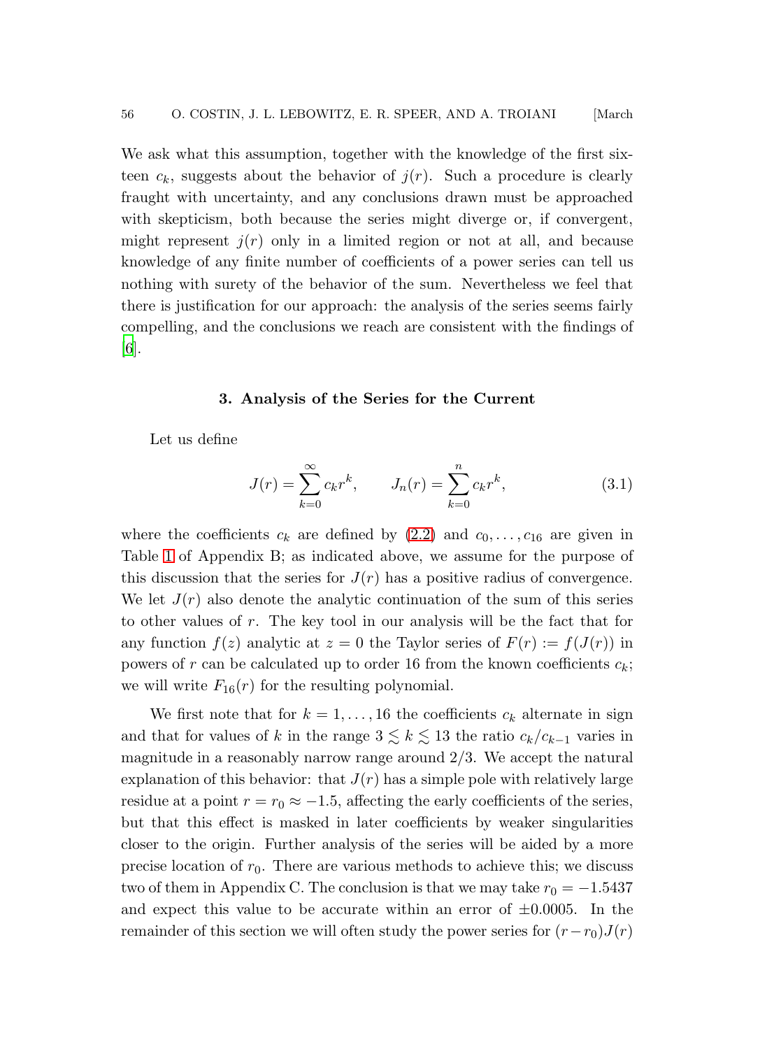We ask what this assumption, together with the knowledge of the first sixteen $c_k$, suggests about the behavior of $j(r)$. Such a procedure is clearly fraught with uncertainty, and any conclusions drawn must be approached with skepticism, both because the series might diverge or, if convergent, might represent $j(r)$ only in a limited region or not at all, and because knowledge of any finite number of coefficients of a power series can tell us nothing with surety of the behavior of the sum. Nevertheless we feel that there is justification for our approach: the analysis of the series seems fairly compelling, and the conclusions we reach are consistent with the findings of [6].

### 3. Analysis of the Series for the Current

Let us define

$$J(r) = \sum_{k=0}^{\infty} c_k r^k, \qquad J_n(r) = \sum_{k=0}^{n} c_k r^k, \tag{3.1}$$

where the coefficients $c_k$ are defined by (2.2) and $c_0, \ldots, c_{16}$ are given in Table 1 of Appendix B; as indicated above, we assume for the purpose of this discussion that the series for $J(r)$ has a positive radius of convergence. We let $J(r)$ also denote the analytic continuation of the sum of this series to other values of $r$. The key tool in our analysis will be the fact that for any function $f(z)$ analytic at $z = 0$ the Taylor series of $F(r) := f(J(r))$ in powers of $r$ can be calculated up to order 16 from the known coefficients $c_k$; we will write $F_{16}(r)$ for the resulting polynomial.

We first note that for $k = 1, \ldots, 16$ the coefficients $c_k$ alternate in sign and that for values of $k$ in the range $3 \lesssim k \lesssim 13$ the ratio $c_k/c_{k-1}$ varies in magnitude in a reasonably narrow range around $2/3$. We accept the natural explanation of this behavior: that $J(r)$ has a simple pole with relatively large residue at a point $r = r_0 \approx -1.5$, affecting the early coefficients of the series, but that this effect is masked in later coefficients by weaker singularities closer to the origin. Further analysis of the series will be aided by a more precise location of $r_0$. There are various methods to achieve this; we discuss two of them in Appendix C. The conclusion is that we may take $r_0 = -1.5437$ and expect this value to be accurate within an error of $\pm 0.0005$. In the remainder of this section we will often study the power series for $(r - r_0)J(r)$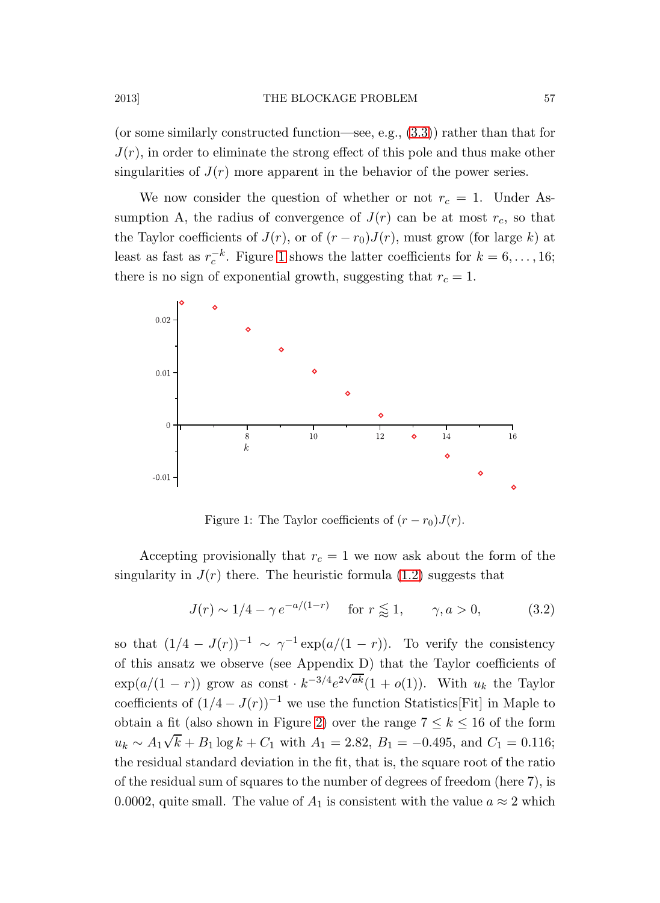(or some similarly constructed function—see, e.g., (3.3)) rather than that for $J(r)$, in order to eliminate the strong effect of this pole and thus make other singularities of $J(r)$ more apparent in the behavior of the power series.

We now consider the question of whether or not $r_c = 1$. Under Assumption A, the radius of convergence of $J(r)$ can be at most $r_c$, so that the Taylor coefficients of $J(r)$, or of $(r - r_0)J(r)$, must grow (for large $k$) at least as fast as $r_c^{-k}$. Figure 1 shows the latter coefficients for $k = 6, \ldots, 16$; there is no sign of exponential growth, suggesting that $r_c = 1$.

Figure 1: The Taylor coefficients of $(r - r_0)J(r)$.

Accepting provisionally that $r_c = 1$ we now ask about the form of the singularity in $J(r)$ there. The heuristic formula (1.2) suggests that

$$J(r) \sim 1/4 - \gamma\, e^{-a/(1-r)} \quad \text{for } r \lessapprox 1, \qquad \gamma, a > 0, \tag{3.2}$$

so that $(1/4 - J(r))^{-1} \sim \gamma^{-1}\exp(a/(1-r))$. To verify the consistency of this ansatz we observe (see Appendix D) that the Taylor coefficients of $\exp(a/(1-r))$ grow as const $\cdot\, k^{-3/4}e^{2\sqrt{ak}}(1 + o(1))$. With $u_k$ the Taylor coefficients of $(1/4 - J(r))^{-1}$ we use the function Statistics[Fit] in Maple to obtain a fit (also shown in Figure 2) over the range $7 \le k \le 16$ of the form $u_k \sim A_1\sqrt{k} + B_1 \log k + C_1$ with $A_1 = 2.82$, $B_1 = -0.495$, and $C_1 = 0.116$; the residual standard deviation in the fit, that is, the square root of the ratio of the residual sum of squares to the number of degrees of freedom (here 7), is 0.0002, quite small. The value of $A_1$ is consistent with the value $a \approx 2$ which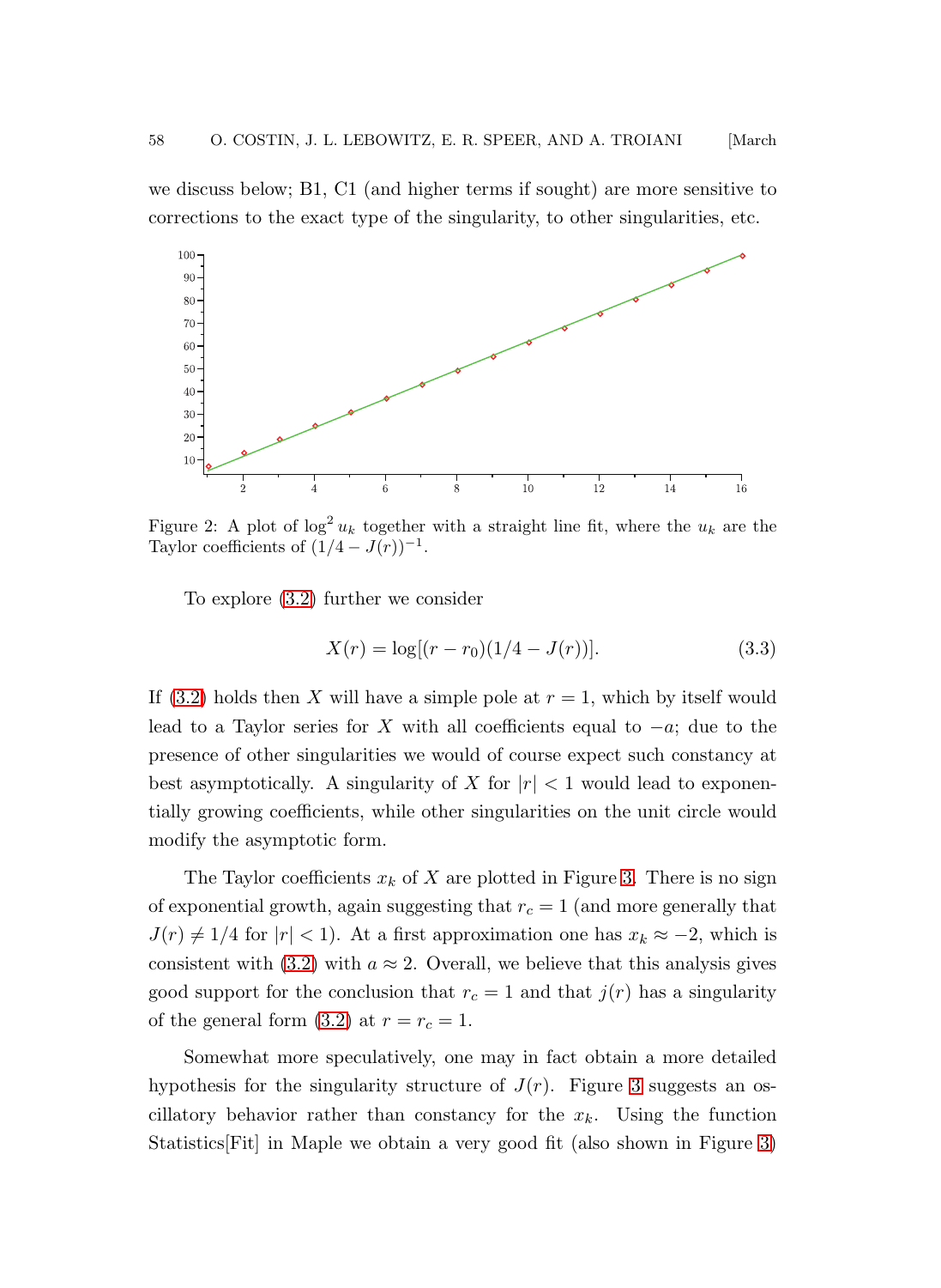we discuss below; B1, C1 (and higher terms if sought) are more sensitive to corrections to the exact type of the singularity, to other singularities, etc.

Figure 2: A plot of $\log^2 u_k$ together with a straight line fit, where the $u_k$ are the Taylor coefficients of $(1/4 - J(r))^{-1}$.

To explore (3.2) further we consider

$$X(r) = \log[(r - r_0)(1/4 - J(r))]. \tag{3.3}$$

If (3.2) holds then $X$ will have a simple pole at $r = 1$, which by itself would lead to a Taylor series for $X$ with all coefficients equal to $-a$; due to the presence of other singularities we would of course expect such constancy at best asymptotically. A singularity of $X$ for $|r| < 1$ would lead to exponentially growing coefficients, while other singularities on the unit circle would modify the asymptotic form.

The Taylor coefficients $x_k$ of $X$ are plotted in Figure 3. There is no sign of exponential growth, again suggesting that $r_c = 1$ (and more generally that $J(r) \neq 1/4$ for $|r| < 1$). At a first approximation one has $x_k \approx -2$, which is consistent with (3.2) with $a \approx 2$. Overall, we believe that this analysis gives good support for the conclusion that $r_c = 1$ and that $j(r)$ has a singularity of the general form (3.2) at $r = r_c = 1$.

Somewhat more speculatively, one may in fact obtain a more detailed hypothesis for the singularity structure of $J(r)$. Figure 3 suggests an oscillatory behavior rather than constancy for the $x_k$. Using the function Statistics[Fit] in Maple we obtain a very good fit (also shown in Figure 3)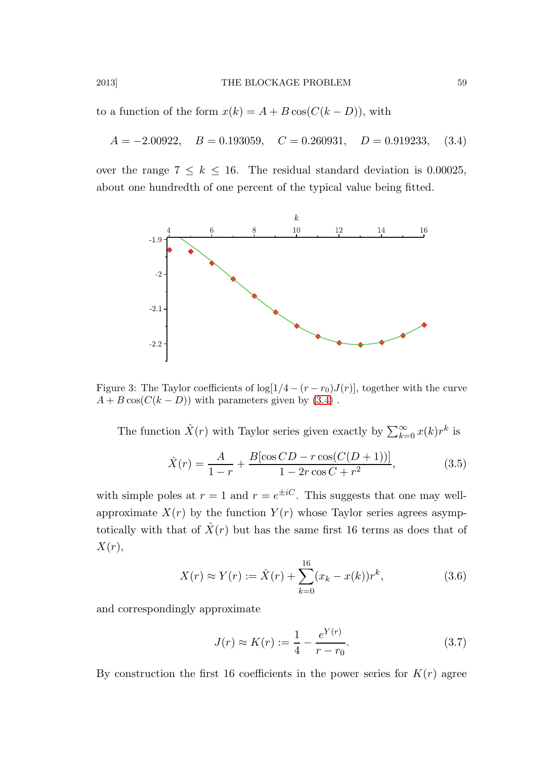to a function of the form $x(k) = A + B\cos(C(k - D))$, with

$$A = -2.00922, \quad B = 0.193059, \quad C = 0.260931, \quad D = 0.919233, \tag{3.4}$$

over the range $7 \leq k \leq 16$. The residual standard deviation is 0.00025, about one hundredth of one percent of the typical value being fitted.

Figure 3: The Taylor coefficients of $\log[1/4 - (r - r_0)J(r)]$, together with the curve $A + B\cos(C(k - D))$ with parameters given by (3.4) .

The function $\hat{X}(r)$ with Taylor series given exactly by $\sum_{k=0}^{\infty} x(k) r^k$ is

$$\hat{X}(r) = \frac{A}{1 - r} + \frac{B[\cos CD - r\cos(C(D+1))]}{1 - 2r\cos C + r^2}, \tag{3.5}$$

with simple poles at $r = 1$ and $r = e^{\pm iC}$. This suggests that one may well-approximate $X(r)$ by the function $Y(r)$ whose Taylor series agrees asymptotically with that of $\hat{X}(r)$ but has the same first 16 terms as does that of $X(r)$,

$$X(r) \approx Y(r) := \hat{X}(r) + \sum_{k=0}^{16} (x_k - x(k)) r^k, \tag{3.6}$$

and correspondingly approximate

$$J(r) \approx K(r) := \frac{1}{4} - \frac{e^{Y(r)}}{r - r_0}. \tag{3.7}$$

By construction the first 16 coefficients in the power series for $K(r)$ agree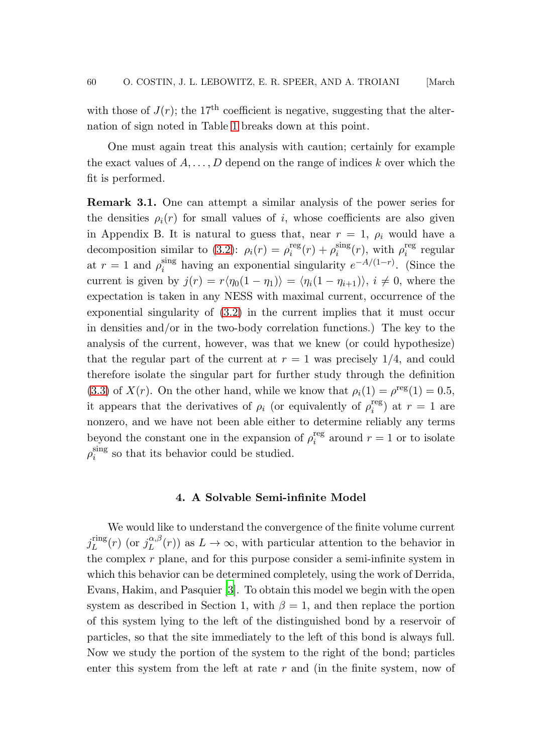with those of $J(r)$; the $17^{\text{th}}$ coefficient is negative, suggesting that the alternation of sign noted in Table 1 breaks down at this point.

One must again treat this analysis with caution; certainly for example the exact values of $A, \ldots, D$ depend on the range of indices $k$ over which the fit is performed.

**Remark 3.1.** One can attempt a similar analysis of the power series for the densities $\rho_i(r)$ for small values of $i$, whose coefficients are also given in Appendix B. It is natural to guess that, near $r = 1$, $\rho_i$ would have a decomposition similar to (3.2): $\rho_i(r) = \rho_i^{\text{reg}}(r) + \rho_i^{\text{sing}}(r)$, with $\rho_i^{\text{reg}}$ regular at $r = 1$ and $\rho_i^{\text{sing}}$ having an exponential singularity $e^{-A/(1-r)}$. (Since the current is given by $j(r) = r\langle\eta_0(1-\eta_1)\rangle = \langle\eta_i(1-\eta_{i+1})\rangle$, $i \neq 0$, where the expectation is taken in any NESS with maximal current, occurrence of the exponential singularity of (3.2) in the current implies that it must occur in densities and/or in the two-body correlation functions.) The key to the analysis of the current, however, was that we knew (or could hypothesize) that the regular part of the current at $r = 1$ was precisely $1/4$, and could therefore isolate the singular part for further study through the definition (3.3) of $X(r)$. On the other hand, while we know that $\rho_i(1) = \rho^{\text{reg}}(1) = 0.5$, it appears that the derivatives of $\rho_i$ (or equivalently of $\rho_i^{\text{reg}}$) at $r = 1$ are nonzero, and we have not been able either to determine reliably any terms beyond the constant one in the expansion of $\rho_i^{\text{reg}}$ around $r = 1$ or to isolate $\rho_i^{\text{sing}}$ so that its behavior could be studied.

## 4. A Solvable Semi-infinite Model

We would like to understand the convergence of the finite volume current $j_L^{\text{ring}}(r)$ (or $j_L^{\alpha,\beta}(r)$) as $L \to \infty$, with particular attention to the behavior in the complex $r$ plane, and for this purpose consider a semi-infinite system in which this behavior can be determined completely, using the work of Derrida, Evans, Hakim, and Pasquier [3]. To obtain this model we begin with the open system as described in Section 1, with $\beta = 1$, and then replace the portion of this system lying to the left of the distinguished bond by a reservoir of particles, so that the site immediately to the left of this bond is always full. Now we study the portion of the system to the right of the bond; particles enter this system from the left at rate $r$ and (in the finite system, now of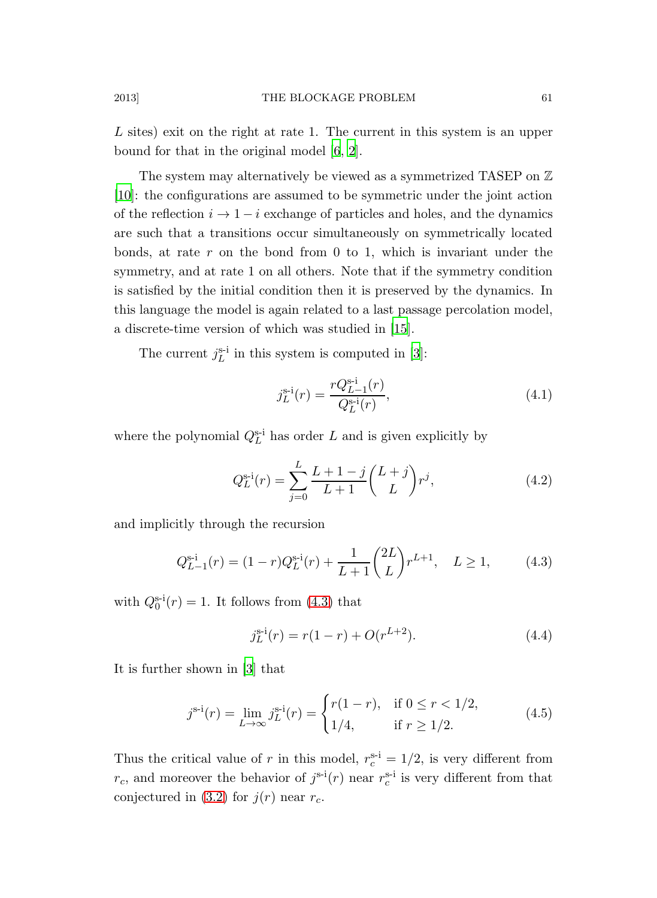$L$ sites) exit on the right at rate 1. The current in this system is an upper bound for that in the original model [6, 2].

The system may alternatively be viewed as a symmetrized TASEP on $\mathbb{Z}$ [10]: the configurations are assumed to be symmetric under the joint action of the reflection $i \to 1-i$ exchange of particles and holes, and the dynamics are such that a transitions occur simultaneously on symmetrically located bonds, at rate $r$ on the bond from 0 to 1, which is invariant under the symmetry, and at rate 1 on all others. Note that if the symmetry condition is satisfied by the initial condition then it is preserved by the dynamics. In this language the model is again related to a last passage percolation model, a discrete-time version of which was studied in [15].

The current $j_L^{\text{s-i}}$ in this system is computed in [3]:

$$j_L^{\text{s-i}}(r) = \frac{rQ_{L-1}^{\text{s-i}}(r)}{Q_L^{\text{s-i}}(r)}, \tag{4.1}$$

where the polynomial $Q_L^{\text{s-i}}$ has order $L$ and is given explicitly by

$$Q_L^{\text{s-i}}(r) = \sum_{j=0}^{L} \frac{L+1-j}{L+1}\binom{L+j}{L} r^j, \tag{4.2}$$

and implicitly through the recursion

$$Q_{L-1}^{\text{s-i}}(r) = (1-r)Q_L^{\text{s-i}}(r) + \frac{1}{L+1}\binom{2L}{L} r^{L+1}, \quad L \geq 1, \tag{4.3}$$

with $Q_0^{\text{s-i}}(r) = 1$. It follows from (4.3) that

$$j_L^{\text{s-i}}(r) = r(1-r) + O(r^{L+2}). \tag{4.4}$$

It is further shown in [3] that

$$j^{\text{s-i}}(r) = \lim_{L\to\infty} j_L^{\text{s-i}}(r) = \begin{cases} r(1-r), & \text{if } 0 \leq r < 1/2, \\ 1/4, & \text{if } r \geq 1/2. \end{cases} \tag{4.5}$$

Thus the critical value of $r$ in this model, $r_c^{\text{s-i}} = 1/2$, is very different from $r_c$, and moreover the behavior of $j^{\text{s-i}}(r)$ near $r_c^{\text{s-i}}$ is very different from that conjectured in (3.2) for $j(r)$ near $r_c$.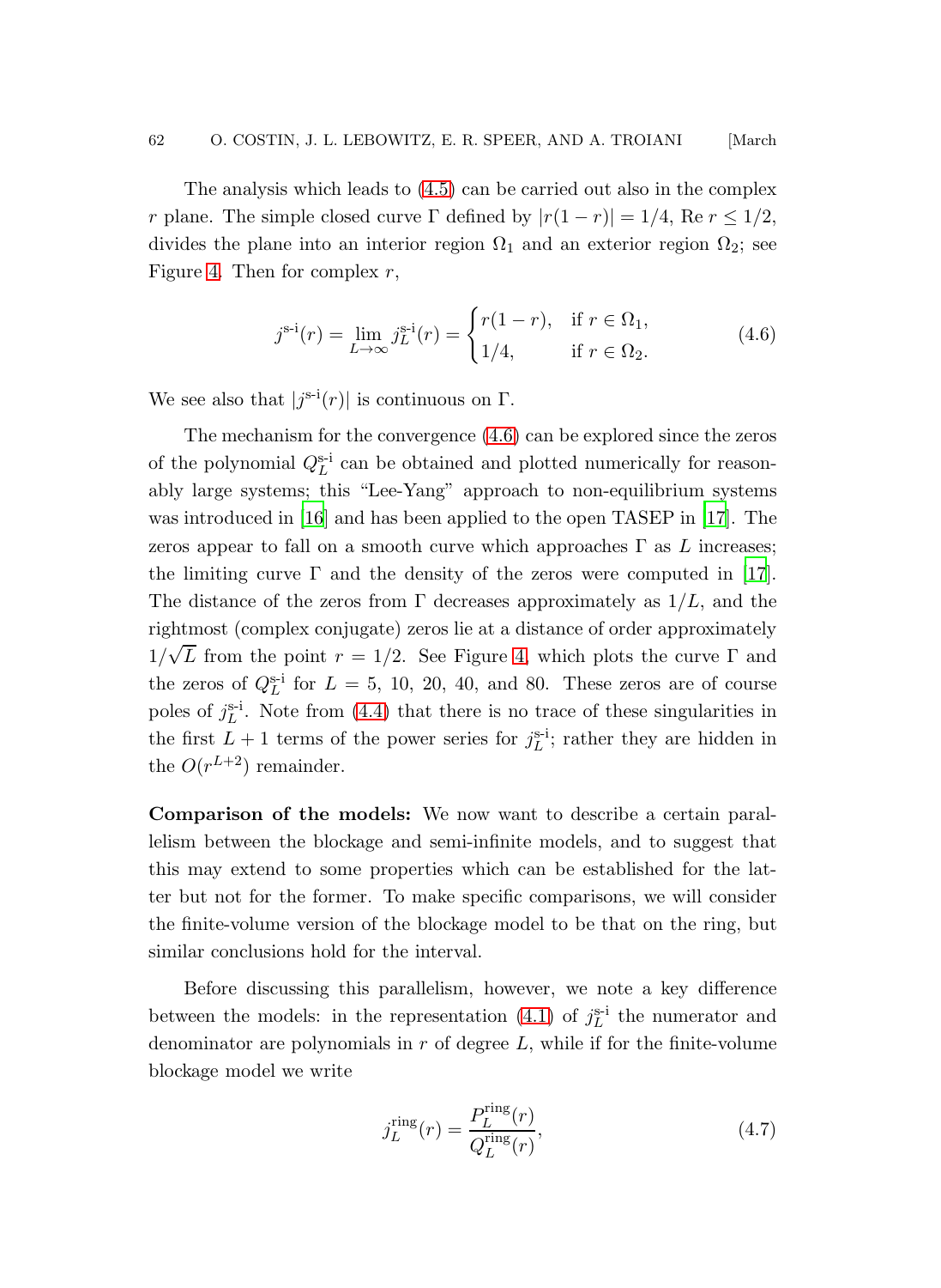The analysis which leads to (4.5) can be carried out also in the complex $r$ plane. The simple closed curve $\Gamma$ defined by $|r(1-r)| = 1/4$, $\mathrm{Re}\, r \le 1/2$, divides the plane into an interior region $\Omega_1$ and an exterior region $\Omega_2$; see Figure 4. Then for complex $r$,

$$j^{\text{s-i}}(r) = \lim_{L\to\infty} j_L^{\text{s-i}}(r) = \begin{cases} r(1-r), & \text{if } r \in \Omega_1, \\ 1/4, & \text{if } r \in \Omega_2. \end{cases} \tag{4.6}$$

We see also that $|j^{\text{s-i}}(r)|$ is continuous on $\Gamma$.

The mechanism for the convergence (4.6) can be explored since the zeros of the polynomial $Q_L^{\text{s-i}}$ can be obtained and plotted numerically for reasonably large systems; this "Lee-Yang" approach to non-equilibrium systems was introduced in [16] and has been applied to the open TASEP in [17]. The zeros appear to fall on a smooth curve which approaches $\Gamma$ as $L$ increases; the limiting curve $\Gamma$ and the density of the zeros were computed in [17]. The distance of the zeros from $\Gamma$ decreases approximately as $1/L$, and the rightmost (complex conjugate) zeros lie at a distance of order approximately $1/\sqrt{L}$ from the point $r = 1/2$. See Figure 4, which plots the curve $\Gamma$ and the zeros of $Q_L^{\text{s-i}}$ for $L = 5$, 10, 20, 40, and 80. These zeros are of course poles of $j_L^{\text{s-i}}$. Note from (4.4) that there is no trace of these singularities in the first $L+1$ terms of the power series for $j_L^{\text{s-i}}$; rather they are hidden in the $O(r^{L+2})$ remainder.

**Comparison of the models:** We now want to describe a certain parallelism between the blockage and semi-infinite models, and to suggest that this may extend to some properties which can be established for the latter but not for the former. To make specific comparisons, we will consider the finite-volume version of the blockage model to be that on the ring, but similar conclusions hold for the interval.

Before discussing this parallelism, however, we note a key difference between the models: in the representation (4.1) of $j_L^{\text{s-i}}$ the numerator and denominator are polynomials in $r$ of degree $L$, while if for the finite-volume blockage model we write

$$j_L^{\text{ring}}(r) = \frac{P_L^{\text{ring}}(r)}{Q_L^{\text{ring}}(r)}, \tag{4.7}$$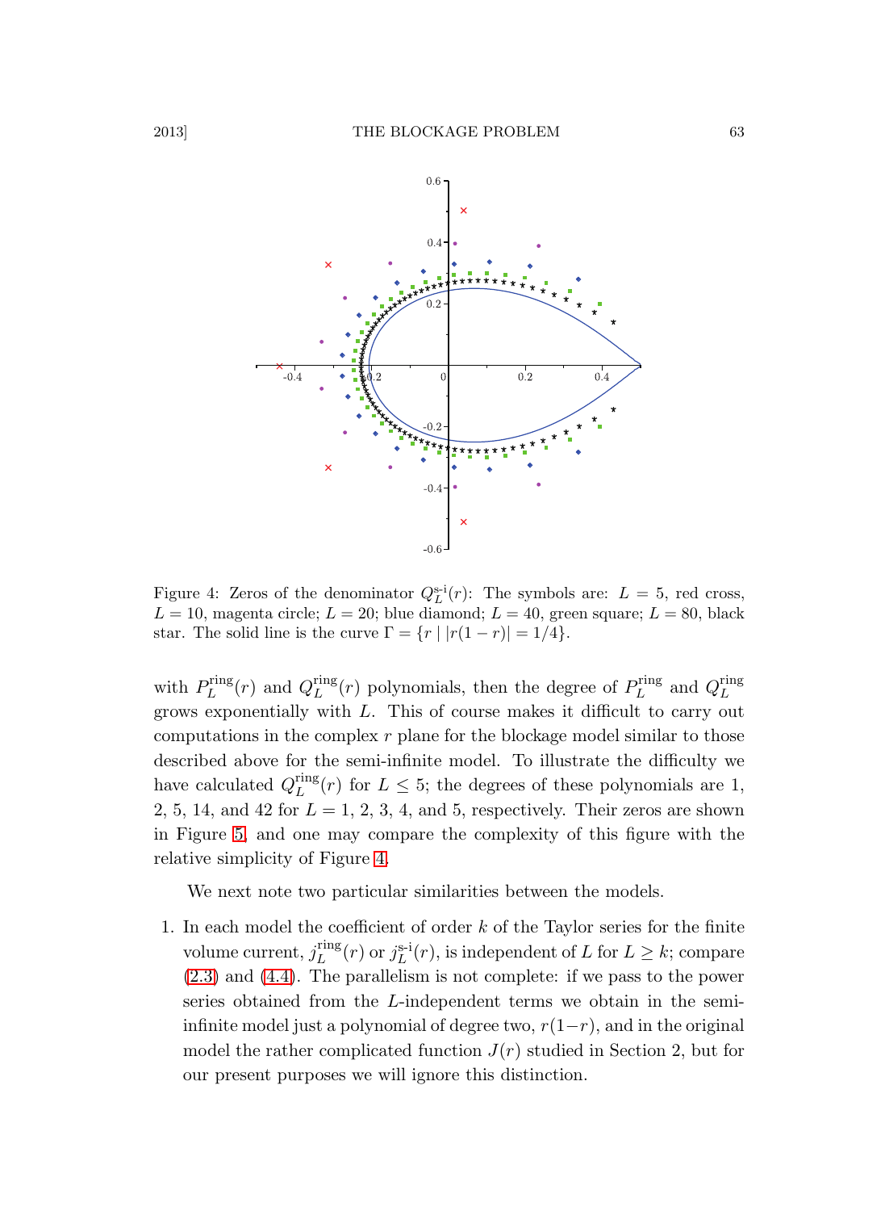Figure 4: Zeros of the denominator $Q_L^{\text{s-i}}(r)$: The symbols are: $L = 5$, red cross, $L = 10$, magenta circle; $L = 20$; blue diamond; $L = 40$, green square; $L = 80$, black star. The solid line is the curve $\Gamma = \{r \mid |r(1-r)| = 1/4\}$.

with $P_L^{\text{ring}}(r)$ and $Q_L^{\text{ring}}(r)$ polynomials, then the degree of $P_L^{\text{ring}}$ and $Q_L^{\text{ring}}$ grows exponentially with $L$. This of course makes it difficult to carry out computations in the complex $r$ plane for the blockage model similar to those described above for the semi-infinite model. To illustrate the difficulty we have calculated $Q_L^{\text{ring}}(r)$ for $L \leq 5$; the degrees of these polynomials are 1, 2, 5, 14, and 42 for $L = 1$, 2, 3, 4, and 5, respectively. Their zeros are shown in Figure 5, and one may compare the complexity of this figure with the relative simplicity of Figure 4.

We next note two particular similarities between the models.

1. In each model the coefficient of order $k$ of the Taylor series for the finite volume current, $j_L^{\text{ring}}(r)$ or $j_L^{\text{s-i}}(r)$, is independent of $L$ for $L \geq k$; compare (2.3) and (4.4). The parallelism is not complete: if we pass to the power series obtained from the $L$-independent terms we obtain in the semi-infinite model just a polynomial of degree two, $r(1-r)$, and in the original model the rather complicated function $J(r)$ studied in Section 2, but for our present purposes we will ignore this distinction.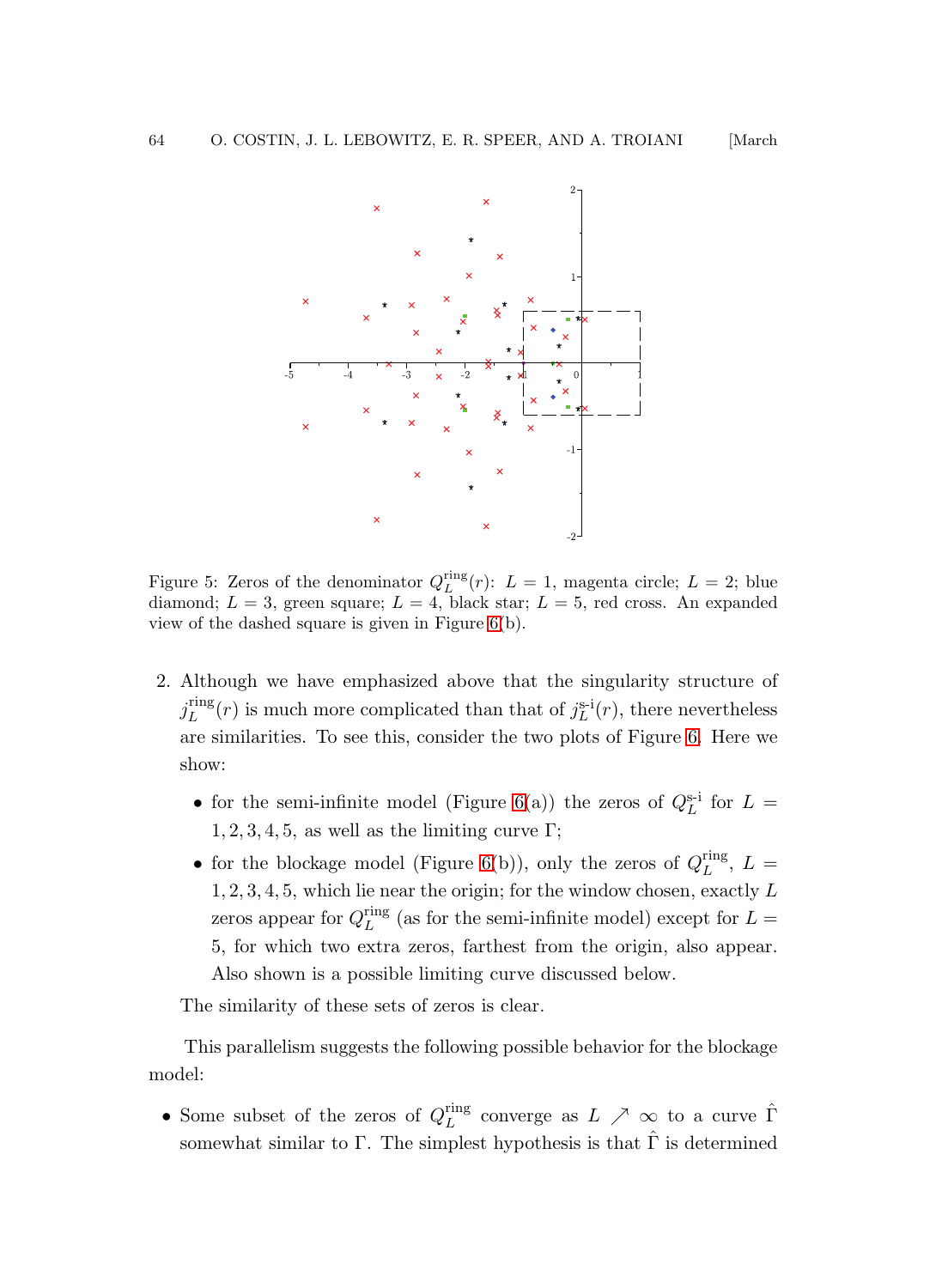Figure 5: Zeros of the denominator $Q_L^{\text{ring}}(r)$: $L = 1$, magenta circle; $L = 2$; blue diamond; $L = 3$, green square; $L = 4$, black star; $L = 5$, red cross. An expanded view of the dashed square is given in Figure 6(b).

2. Although we have emphasized above that the singularity structure of $j_L^{\text{ring}}(r)$ is much more complicated than that of $j_L^{\text{s-i}}(r)$, there nevertheless are similarities. To see this, consider the two plots of Figure 6. Here we show:

   - for the semi-infinite model (Figure 6(a)) the zeros of $Q_L^{\text{s-i}}$ for $L = 1, 2, 3, 4, 5$, as well as the limiting curve $\Gamma$;
   - for the blockage model (Figure 6(b)), only the zeros of $Q_L^{\text{ring}}$, $L = 1, 2, 3, 4, 5$, which lie near the origin; for the window chosen, exactly $L$ zeros appear for $Q_L^{\text{ring}}$ (as for the semi-infinite model) except for $L = 5$, for which two extra zeros, farthest from the origin, also appear. Also shown is a possible limiting curve discussed below.

   The similarity of these sets of zeros is clear.

This parallelism suggests the following possible behavior for the blockage model:

- Some subset of the zeros of $Q_L^{\text{ring}}$ converge as $L \nearrow \infty$ to a curve $\hat{\Gamma}$ somewhat similar to $\Gamma$. The simplest hypothesis is that $\hat{\Gamma}$ is determined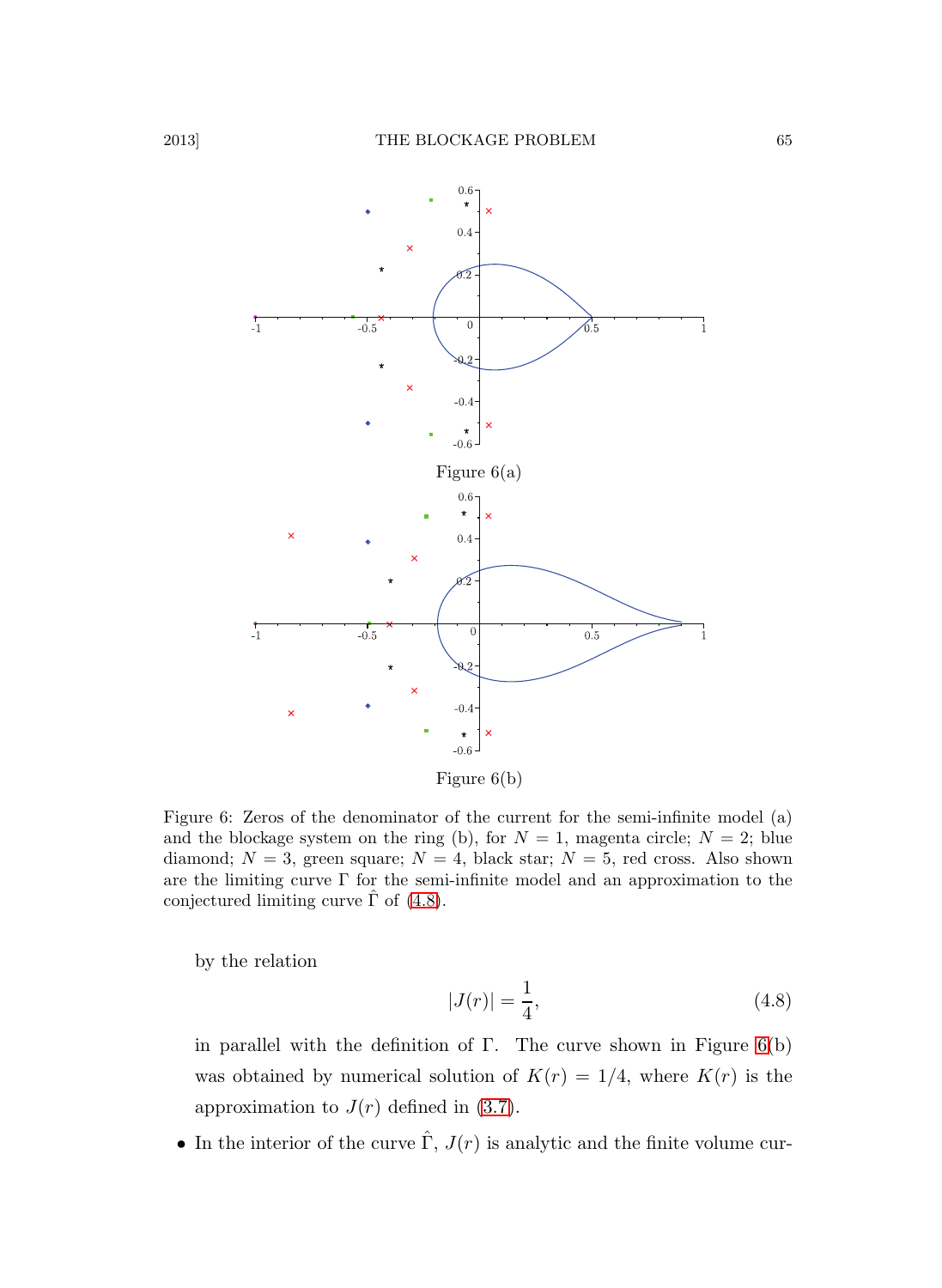Figure 6(a)

Figure 6(b)

Figure 6: Zeros of the denominator of the current for the semi-infinite model (a) and the blockage system on the ring (b), for $N = 1$, magenta circle; $N = 2$; blue diamond; $N = 3$, green square; $N = 4$, black star; $N = 5$, red cross. Also shown are the limiting curve $\Gamma$ for the semi-infinite model and an approximation to the conjectured limiting curve $\hat{\Gamma}$ of (4.8).

by the relation

$$|J(r)| = \frac{1}{4}, \tag{4.8}$$

in parallel with the definition of $\Gamma$. The curve shown in Figure 6(b) was obtained by numerical solution of $K(r) = 1/4$, where $K(r)$ is the approximation to $J(r)$ defined in (3.7).

- In the interior of the curve $\hat{\Gamma}$, $J(r)$ is analytic and the finite volume cur-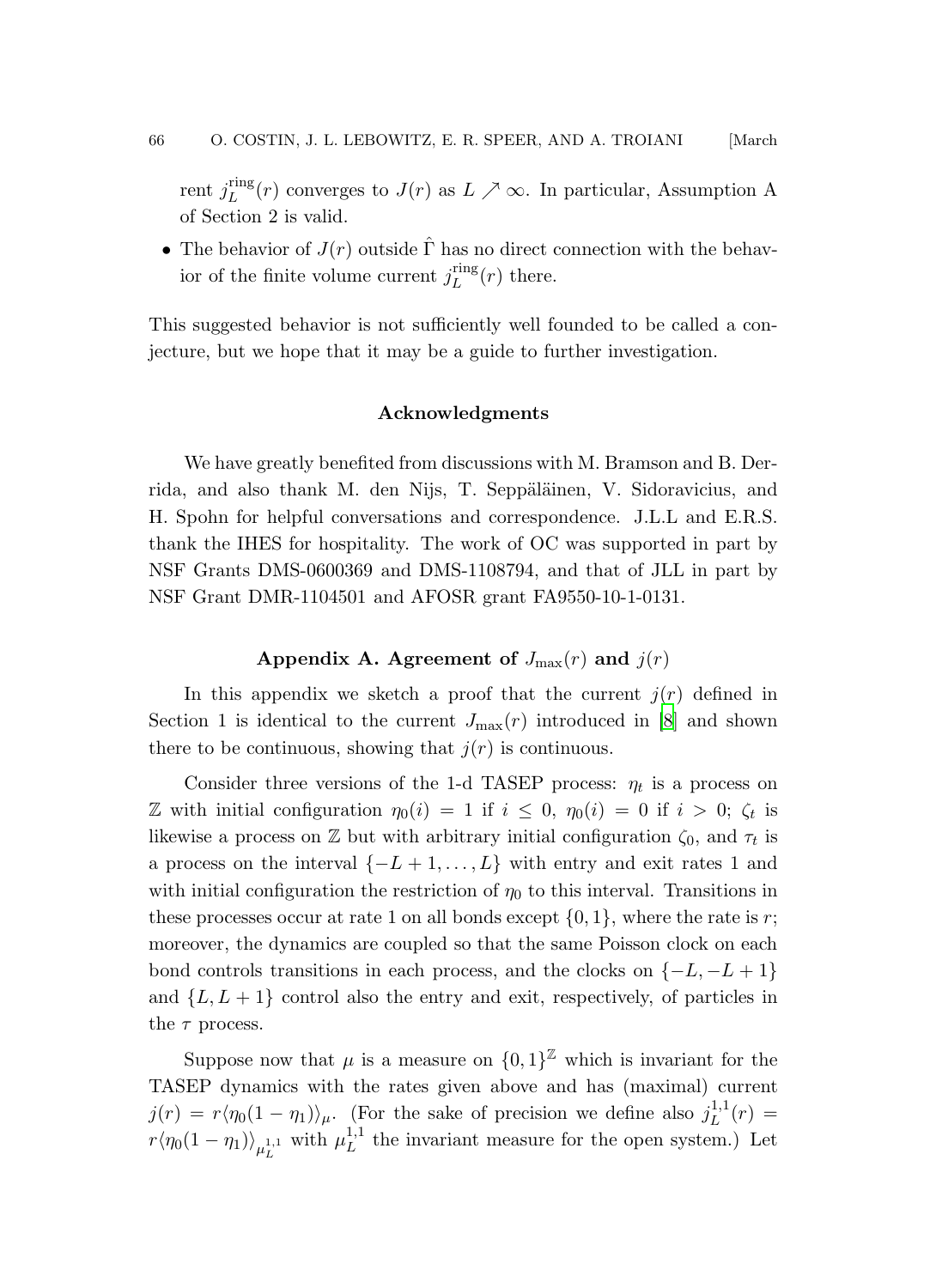rent $j_L^{\rm ring}(r)$ converges to $J(r)$ as $L \nearrow \infty$. In particular, Assumption A of Section 2 is valid.

- The behavior of $J(r)$ outside $\hat{\Gamma}$ has no direct connection with the behavior of the finite volume current $j_L^{\rm ring}(r)$ there.

This suggested behavior is not sufficiently well founded to be called a conjecture, but we hope that it may be a guide to further investigation.

**Acknowledgments**

We have greatly benefited from discussions with M. Bramson and B. Derrida, and also thank M. den Nijs, T. Seppäläinen, V. Sidoravicius, and H. Spohn for helpful conversations and correspondence. J.L.L and E.R.S. thank the IHES for hospitality. The work of OC was supported in part by NSF Grants DMS-0600369 and DMS-1108794, and that of JLL in part by NSF Grant DMR-1104501 and AFOSR grant FA9550-10-1-0131.

## Appendix A. Agreement of $J_{\max}(r)$ and $j(r)$

In this appendix we sketch a proof that the current $j(r)$ defined in Section 1 is identical to the current $J_{\max}(r)$ introduced in [8] and shown there to be continuous, showing that $j(r)$ is continuous.

Consider three versions of the 1-d TASEP process: $\eta_t$ is a process on $\mathbb{Z}$ with initial configuration $\eta_0(i) = 1$ if $i \le 0$, $\eta_0(i) = 0$ if $i > 0$; $\zeta_t$ is likewise a process on $\mathbb{Z}$ but with arbitrary initial configuration $\zeta_0$, and $\tau_t$ is a process on the interval $\{-L+1, \ldots, L\}$ with entry and exit rates 1 and with initial configuration the restriction of $\eta_0$ to this interval. Transitions in these processes occur at rate 1 on all bonds except $\{0, 1\}$, where the rate is $r$; moreover, the dynamics are coupled so that the same Poisson clock on each bond controls transitions in each process, and the clocks on $\{-L, -L+1\}$ and $\{L, L+1\}$ control also the entry and exit, respectively, of particles in the $\tau$ process.

Suppose now that $\mu$ is a measure on $\{0,1\}^{\mathbb{Z}}$ which is invariant for the TASEP dynamics with the rates given above and has (maximal) current $j(r) = r\langle \eta_0(1-\eta_1)\rangle_\mu$. (For the sake of precision we define also $j_L^{1,1}(r) = r\langle \eta_0(1-\eta_1)\rangle_{\mu_L^{1,1}}$ with $\mu_L^{1,1}$ the invariant measure for the open system.) Let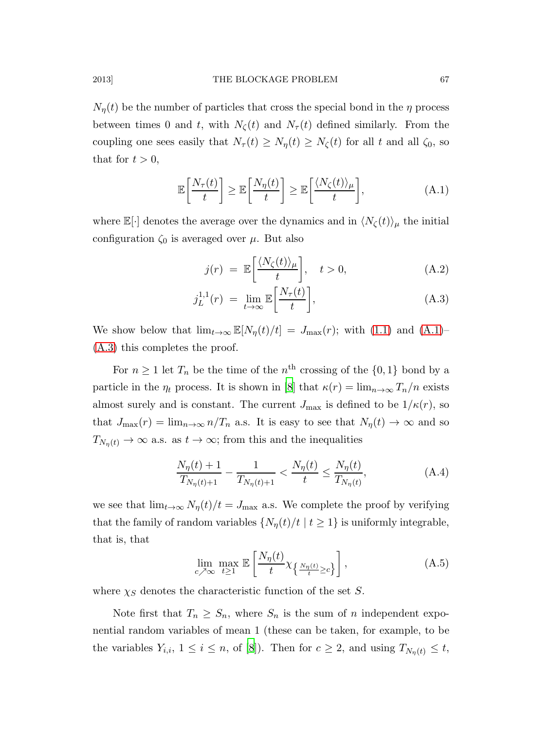$N_\eta(t)$ be the number of particles that cross the special bond in the $\eta$ process between times 0 and $t$, with $N_\zeta(t)$ and $N_\tau(t)$ defined similarly. From the coupling one sees easily that $N_\tau(t) \geq N_\eta(t) \geq N_\zeta(t)$ for all $t$ and all $\zeta_0$, so that for $t > 0$,

$$\mathbb{E}\left[\frac{N_\tau(t)}{t}\right] \geq \mathbb{E}\left[\frac{N_\eta(t)}{t}\right] \geq \mathbb{E}\left[\frac{\langle N_\zeta(t)\rangle_\mu}{t}\right], \tag{A.1}$$

where $\mathbb{E}[\cdot]$ denotes the average over the dynamics and in $\langle N_\zeta(t)\rangle_\mu$ the initial configuration $\zeta_0$ is averaged over $\mu$. But also

$$j(r) = \mathbb{E}\left[\frac{\langle N_\zeta(t)\rangle_\mu}{t}\right], \quad t > 0, \tag{A.2}$$

$$j_L^{1,1}(r) = \lim_{t\to\infty} \mathbb{E}\left[\frac{N_\tau(t)}{t}\right], \tag{A.3}$$

We show below that $\lim_{t\to\infty} \mathbb{E}[N_\eta(t)/t] = J_{\max}(r)$; with (1.1) and (A.1)–(A.3) this completes the proof.

For $n \geq 1$ let $T_n$ be the time of the $n^{\text{th}}$ crossing of the $\{0, 1\}$ bond by a particle in the $\eta_t$ process. It is shown in [8] that $\kappa(r) = \lim_{n\to\infty} T_n/n$ exists almost surely and is constant. The current $J_{\max}$ is defined to be $1/\kappa(r)$, so that $J_{\max}(r) = \lim_{n\to\infty} n/T_n$ a.s. It is easy to see that $N_\eta(t) \to \infty$ and so $T_{N_\eta(t)} \to \infty$ a.s. as $t \to \infty$; from this and the inequalities

$$\frac{N_\eta(t)+1}{T_{N_\eta(t)+1}} - \frac{1}{T_{N_\eta(t)+1}} < \frac{N_\eta(t)}{t} \leq \frac{N_\eta(t)}{T_{N_\eta(t)}}, \tag{A.4}$$

we see that $\lim_{t\to\infty} N_\eta(t)/t = J_{\max}$ a.s. We complete the proof by verifying that the family of random variables $\{N_\eta(t)/t \mid t \geq 1\}$ is uniformly integrable, that is, that

$$\lim_{c\nearrow\infty} \max_{t\geq 1} \mathbb{E}\left[\frac{N_\eta(t)}{t}\chi_{\left\{\frac{N_\eta(t)}{t}\geq c\right\}}\right], \tag{A.5}$$

where $\chi_S$ denotes the characteristic function of the set $S$.

Note first that $T_n \geq S_n$, where $S_n$ is the sum of $n$ independent exponential random variables of mean 1 (these can be taken, for example, to be the variables $Y_{i,i}$, $1 \leq i \leq n$, of [8]). Then for $c \geq 2$, and using $T_{N_\eta(t)} \leq t$,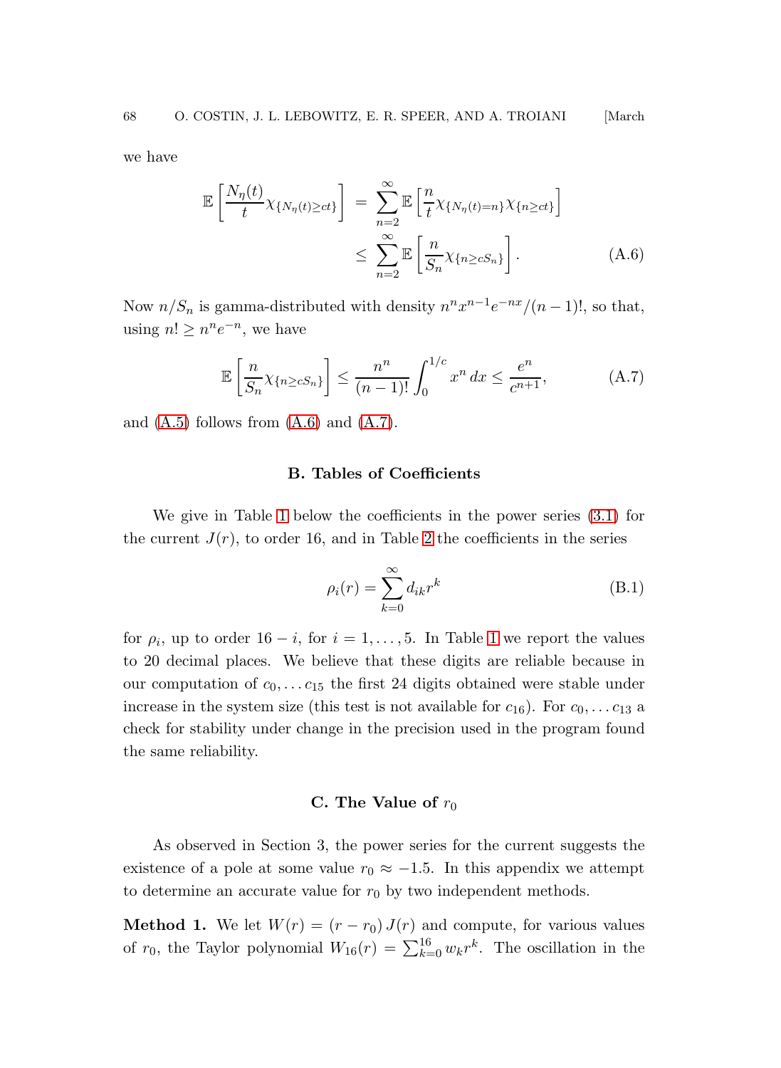we have

$$\mathbb{E}\left[\frac{N_\eta(t)}{t}\chi_{\{N_\eta(t)\geq ct\}}\right] = \sum_{n=2}^{\infty}\mathbb{E}\left[\frac{n}{t}\chi_{\{N_\eta(t)=n\}}\chi_{\{n\geq ct\}}\right]$$
$$\leq \sum_{n=2}^{\infty}\mathbb{E}\left[\frac{n}{S_n}\chi_{\{n\geq cS_n\}}\right]. \tag{A.6}$$

Now $n/S_n$ is gamma-distributed with density $n^n x^{n-1}e^{-nx}/(n-1)!$, so that, using $n! \geq n^n e^{-n}$, we have

$$\mathbb{E}\left[\frac{n}{S_n}\chi_{\{n\geq cS_n\}}\right] \leq \frac{n^n}{(n-1)!}\int_0^{1/c} x^n\,dx \leq \frac{e^n}{c^{n+1}}, \tag{A.7}$$

and (A.5) follows from (A.6) and (A.7).

## B. Tables of Coefficients

We give in Table 1 below the coefficients in the power series (3.1) for the current $J(r)$, to order 16, and in Table 2 the coefficients in the series

$$\rho_i(r) = \sum_{k=0}^{\infty} d_{ik} r^k \tag{B.1}$$

for $\rho_i$, up to order $16-i$, for $i = 1,\ldots,5$. In Table 1 we report the values to 20 decimal places. We believe that these digits are reliable because in our computation of $c_0,\ldots c_{15}$ the first 24 digits obtained were stable under increase in the system size (this test is not available for $c_{16}$). For $c_0,\ldots c_{13}$ a check for stability under change in the precision used in the program found the same reliability.

## C. The Value of $r_0$

As observed in Section 3, the power series for the current suggests the existence of a pole at some value $r_0 \approx -1.5$. In this appendix we attempt to determine an accurate value for $r_0$ by two independent methods.

**Method 1.** We let $W(r) = (r - r_0)\,J(r)$ and compute, for various values of $r_0$, the Taylor polynomial $W_{16}(r) = \sum_{k=0}^{16} w_k r^k$. The oscillation in the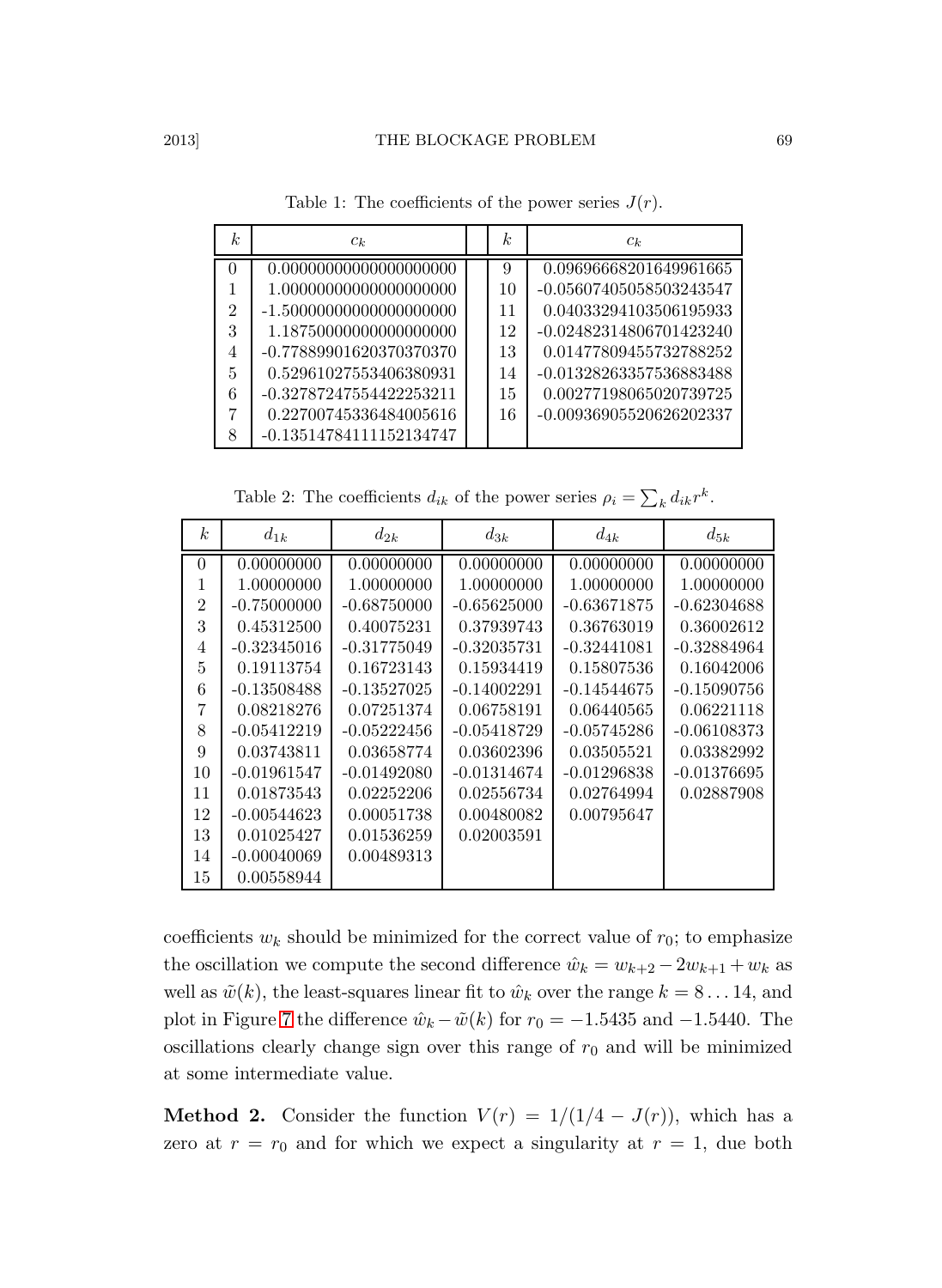Table 1: The coefficients of the power series $J(r)$.

| $k$ | $c_k$ | | $k$ | $c_k$ |
|---|---|---|---|---|
| 0 | 0.00000000000000000000 | | 9 | 0.09696668201649961665 |
| 1 | 1.00000000000000000000 | | 10 | -0.05607405058503243547 |
| 2 | -1.50000000000000000000 | | 11 | 0.04033294103506195933 |
| 3 | 1.18750000000000000000 | | 12 | -0.02482314806701423240 |
| 4 | -0.77889901620370370370 | | 13 | 0.01477809455732788252 |
| 5 | 0.52961027553406380931 | | 14 | -0.01328263357536883488 |
| 6 | -0.32787247554422253211 | | 15 | 0.00277198065020739725 |
| 7 | 0.22700745336484005616 | | 16 | -0.00936905520626202337 |
| 8 | -0.13514784111152134747 | | | |

Table 2: The coefficients $d_{ik}$ of the power series $\rho_i = \sum_k d_{ik} r^k$.

| $k$ | $d_{1k}$ | $d_{2k}$ | $d_{3k}$ | $d_{4k}$ | $d_{5k}$ |
|---|---|---|---|---|---|
| 0 | 0.00000000 | 0.00000000 | 0.00000000 | 0.00000000 | 0.00000000 |
| 1 | 1.00000000 | 1.00000000 | 1.00000000 | 1.00000000 | 1.00000000 |
| 2 | -0.75000000 | -0.68750000 | -0.65625000 | -0.63671875 | -0.62304688 |
| 3 | 0.45312500 | 0.40075231 | 0.37939743 | 0.36763019 | 0.36002612 |
| 4 | -0.32345016 | -0.31775049 | -0.32035731 | -0.32441081 | -0.32884964 |
| 5 | 0.19113754 | 0.16723143 | 0.15934419 | 0.15807536 | 0.16042006 |
| 6 | -0.13508488 | -0.13527025 | -0.14002291 | -0.14544675 | -0.15090756 |
| 7 | 0.08218276 | 0.07251374 | 0.06758191 | 0.06440565 | 0.06221118 |
| 8 | -0.05412219 | -0.05222456 | -0.05418729 | -0.05745286 | -0.06108373 |
| 9 | 0.03743811 | 0.03658774 | 0.03602396 | 0.03505521 | 0.03382992 |
| 10 | -0.01961547 | -0.01492080 | -0.01314674 | -0.01296838 | -0.01376695 |
| 11 | 0.01873543 | 0.02252206 | 0.02556734 | 0.02764994 | 0.02887908 |
| 12 | -0.00544623 | 0.00051738 | 0.00480082 | 0.00795647 | |
| 13 | 0.01025427 | 0.01536259 | 0.02003591 | | |
| 14 | -0.00040069 | 0.00489313 | | | |
| 15 | 0.00558944 | | | | |

coefficients $w_k$ should be minimized for the correct value of $r_0$; to emphasize the oscillation we compute the second difference $\hat{w}_k = w_{k+2} - 2w_{k+1} + w_k$ as well as $\tilde{w}(k)$, the least-squares linear fit to $\hat{w}_k$ over the range $k = 8 \ldots 14$, and plot in Figure 7 the difference $\hat{w}_k - \tilde{w}(k)$ for $r_0 = -1.5435$ and $-1.5440$. The oscillations clearly change sign over this range of $r_0$ and will be minimized at some intermediate value.

**Method 2.** Consider the function $V(r) = 1/(1/4 - J(r))$, which has a zero at $r = r_0$ and for which we expect a singularity at $r = 1$, due both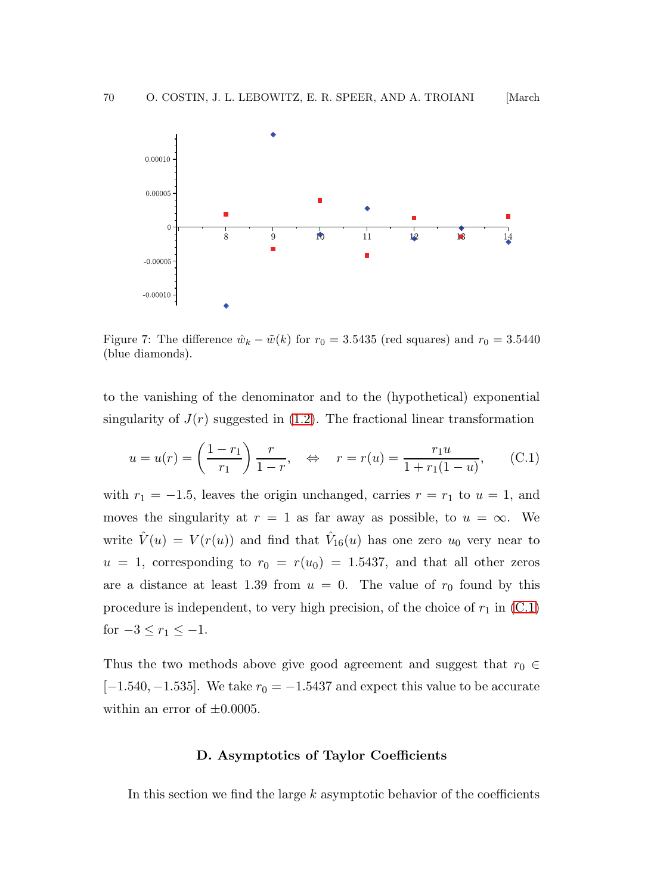Figure 7: The difference $\hat{w}_k - \tilde{w}(k)$ for $r_0 = 3.5435$ (red squares) and $r_0 = 3.5440$ (blue diamonds).

to the vanishing of the denominator and to the (hypothetical) exponential singularity of $J(r)$ suggested in (1.2). The fractional linear transformation

$$u = u(r) = \left(\frac{1-r_1}{r_1}\right)\frac{r}{1-r}, \quad \Leftrightarrow \quad r = r(u) = \frac{r_1 u}{1 + r_1(1-u)}, \qquad \text{(C.1)}$$

with $r_1 = -1.5$, leaves the origin unchanged, carries $r = r_1$ to $u = 1$, and moves the singularity at $r = 1$ as far away as possible, to $u = \infty$. We write $\hat{V}(u) = V(r(u))$ and find that $\hat{V}_{16}(u)$ has one zero $u_0$ very near to $u = 1$, corresponding to $r_0 = r(u_0) = 1.5437$, and that all other zeros are a distance at least 1.39 from $u = 0$. The value of $r_0$ found by this procedure is independent, to very high precision, of the choice of $r_1$ in (C.1) for $-3 \le r_1 \le -1$.

Thus the two methods above give good agreement and suggest that $r_0 \in [-1.540, -1.535]$. We take $r_0 = -1.5437$ and expect this value to be accurate within an error of $\pm 0.0005$.

## D. Asymptotics of Taylor Coefficients

In this section we find the large $k$ asymptotic behavior of the coefficients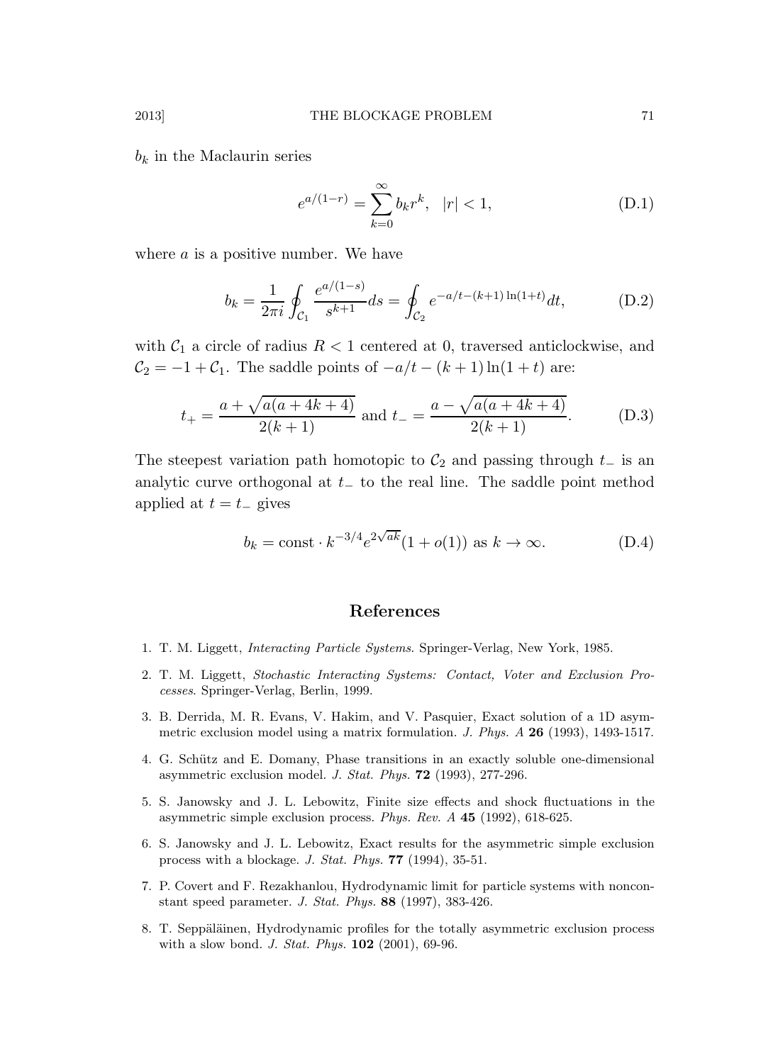$b_k$ in the Maclaurin series

$$e^{a/(1-r)} = \sum_{k=0}^{\infty} b_k r^k, \quad |r| < 1, \tag{D.1}$$

where $a$ is a positive number. We have

$$b_k = \frac{1}{2\pi i} \oint_{\mathcal{C}_1} \frac{e^{a/(1-s)}}{s^{k+1}} ds = \oint_{\mathcal{C}_2} e^{-a/t-(k+1)\ln(1+t)} dt, \tag{D.2}$$

with $\mathcal{C}_1$ a circle of radius $R < 1$ centered at 0, traversed anticlockwise, and $\mathcal{C}_2 = -1 + \mathcal{C}_1$. The saddle points of $-a/t - (k+1)\ln(1+t)$ are:

$$t_+ = \frac{a + \sqrt{a(a+4k+4)}}{2(k+1)} \text{ and } t_- = \frac{a - \sqrt{a(a+4k+4)}}{2(k+1)}. \tag{D.3}$$

The steepest variation path homotopic to $\mathcal{C}_2$ and passing through $t_-$ is an analytic curve orthogonal at $t_-$ to the real line. The saddle point method applied at $t = t_-$ gives

$$b_k = \text{const} \cdot k^{-3/4} e^{2\sqrt{ak}} (1 + o(1)) \text{ as } k \to \infty. \tag{D.4}$$

## References

1. T. M. Liggett, *Interacting Particle Systems*. Springer-Verlag, New York, 1985.
2. T. M. Liggett, *Stochastic Interacting Systems: Contact, Voter and Exclusion Processes*. Springer-Verlag, Berlin, 1999.
3. B. Derrida, M. R. Evans, V. Hakim, and V. Pasquier, Exact solution of a 1D asymmetric exclusion model using a matrix formulation. *J. Phys. A* **26** (1993), 1493-1517.
4. G. Schütz and E. Domany, Phase transitions in an exactly soluble one-dimensional asymmetric exclusion model. *J. Stat. Phys.* **72** (1993), 277-296.
5. S. Janowsky and J. L. Lebowitz, Finite size effects and shock fluctuations in the asymmetric simple exclusion process. *Phys. Rev. A* **45** (1992), 618-625.
6. S. Janowsky and J. L. Lebowitz, Exact results for the asymmetric simple exclusion process with a blockage. *J. Stat. Phys.* **77** (1994), 35-51.
7. P. Covert and F. Rezakhanlou, Hydrodynamic limit for particle systems with nonconstant speed parameter. *J. Stat. Phys.* **88** (1997), 383-426.
8. T. Seppäläinen, Hydrodynamic profiles for the totally asymmetric exclusion process with a slow bond. *J. Stat. Phys.* **102** (2001), 69-96.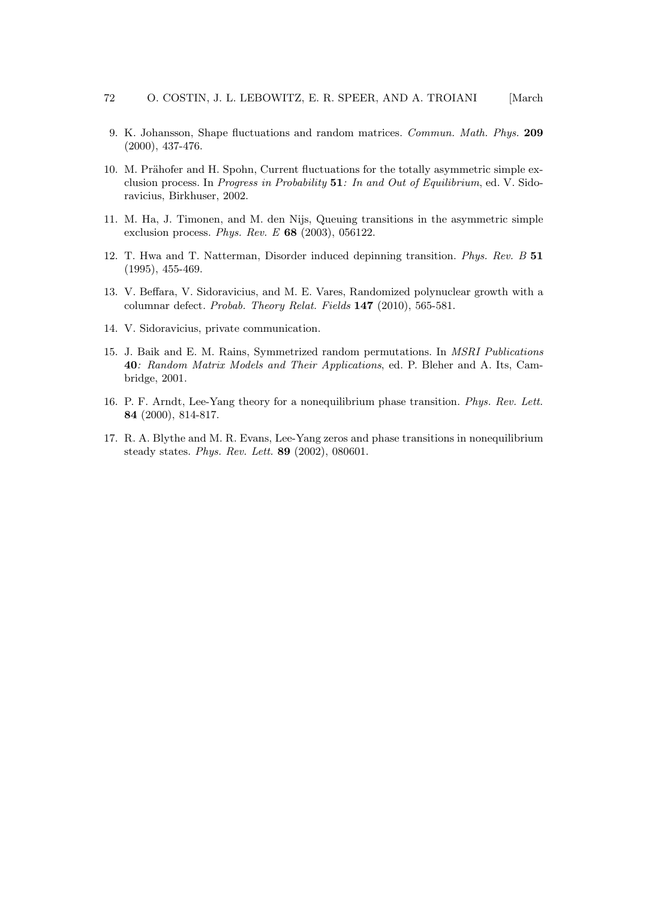9. K. Johansson, Shape fluctuations and random matrices. *Commun. Math. Phys.* **209** (2000), 437-476.

10. M. Prähofer and H. Spohn, Current fluctuations for the totally asymmetric simple exclusion process. In *Progress in Probability* **51***: In and Out of Equilibrium*, ed. V. Sidoravicius, Birkhuser, 2002.

11. M. Ha, J. Timonen, and M. den Nijs, Queuing transitions in the asymmetric simple exclusion process. *Phys. Rev. E* **68** (2003), 056122.

12. T. Hwa and T. Natterman, Disorder induced depinning transition. *Phys. Rev. B* **51** (1995), 455-469.

13. V. Beffara, V. Sidoravicius, and M. E. Vares, Randomized polynuclear growth with a columnar defect. *Probab. Theory Relat. Fields* **147** (2010), 565-581.

14. V. Sidoravicius, private communication.

15. J. Baik and E. M. Rains, Symmetrized random permutations. In *MSRI Publications* **40***: Random Matrix Models and Their Applications*, ed. P. Bleher and A. Its, Cambridge, 2001.

16. P. F. Arndt, Lee-Yang theory for a nonequilibrium phase transition. *Phys. Rev. Lett.* **84** (2000), 814-817.

17. R. A. Blythe and M. R. Evans, Lee-Yang zeros and phase transitions in nonequilibrium steady states. *Phys. Rev. Lett.* **89** (2002), 080601.